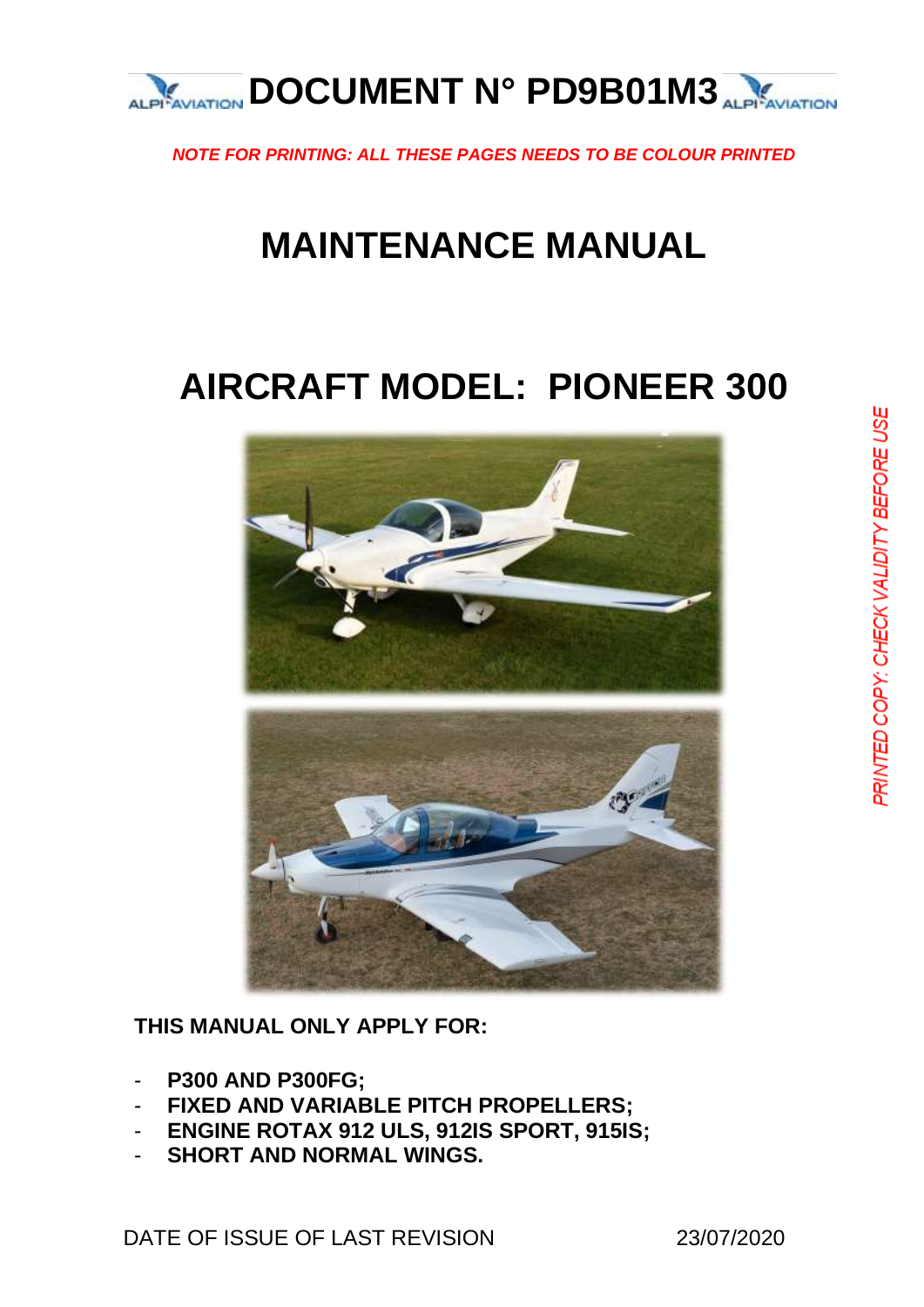# DOCUMENT N° PD9B01M3

*NOTE FOR PRINTING: ALL THESE PAGES NEEDS TO BE COLOUR PRINTED*

# MAINTENANCE MANUAL

# AIRCRAFT MODEL: PIONEER 300

*PRINTED COPY: CHECK VALIDITY BEFORE USE*

**THIS MANUAL ONLY APPLY FOR:**

- **P300 AND P300FG;**
- **FIXED AND VARIABLE PITCH PROPELLERS;**
- **ENGINE ROTAX 912 ULS, 912IS SPORT, 915IS;**
- **SHORT AND NORMAL WINGS.**

DATE OF ISSUE OF LAST REVISION 23/07/2020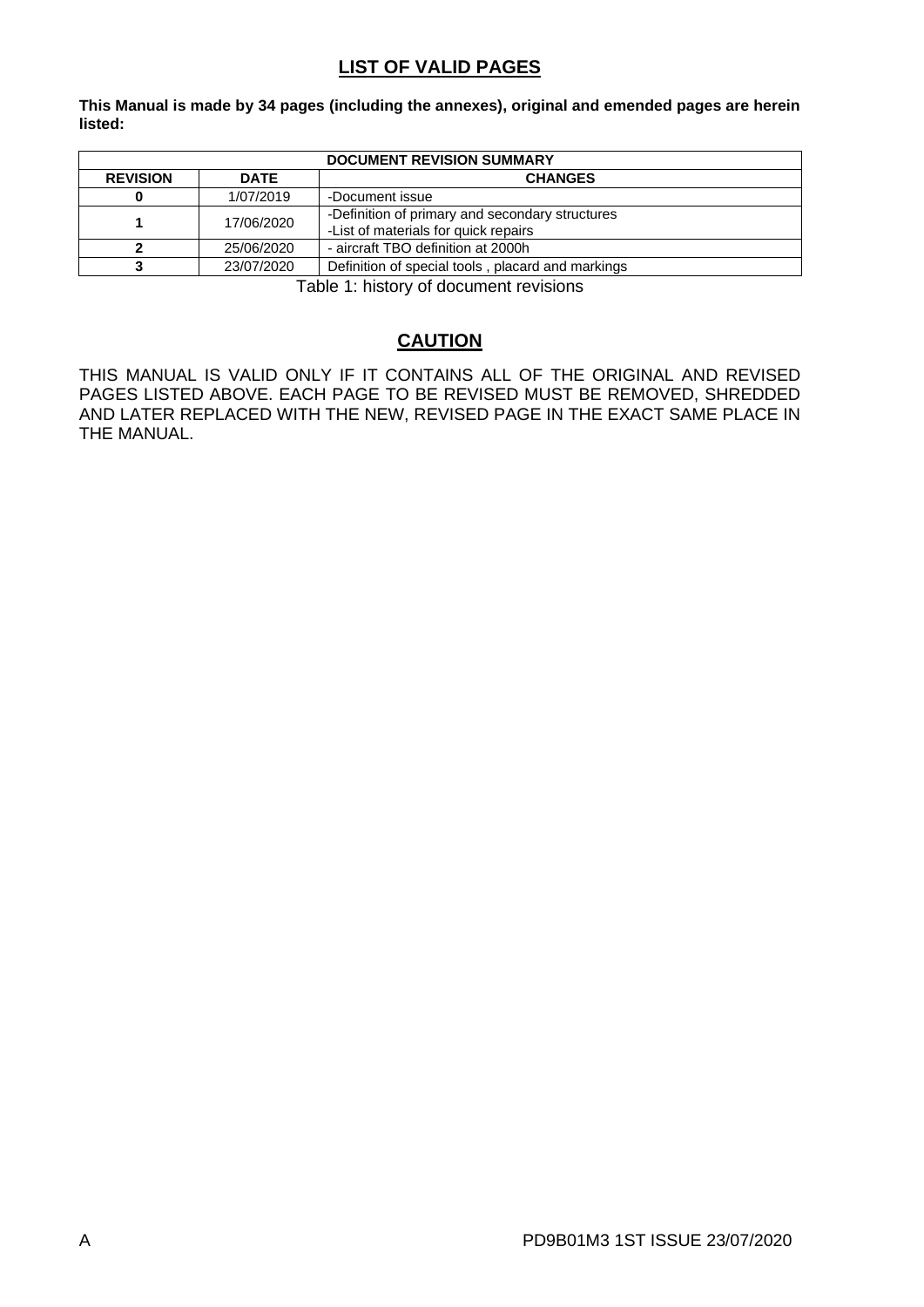## LIST OF VALID PAGES

**This Manual is made by 34 pages (including the annexes), original and emended pages are herein listed:**

| DOCUMENT REVISION SUMMARY | | |
|---|---|---|
| **REVISION** | **DATE** | **CHANGES** |
| **0** | 1/07/2019 | -Document issue |
| **1** | 17/06/2020 | -Definition of primary and secondary structures<br>-List of materials for quick repairs |
| **2** | 25/06/2020 | - aircraft TBO definition at 2000h |
| **3** | 23/07/2020 | Definition of special tools , placard and markings |

Table 1: history of document revisions

## CAUTION

THIS MANUAL IS VALID ONLY IF IT CONTAINS ALL OF THE ORIGINAL AND REVISED PAGES LISTED ABOVE. EACH PAGE TO BE REVISED MUST BE REMOVED, SHREDDED AND LATER REPLACED WITH THE NEW, REVISED PAGE IN THE EXACT SAME PLACE IN THE MANUAL.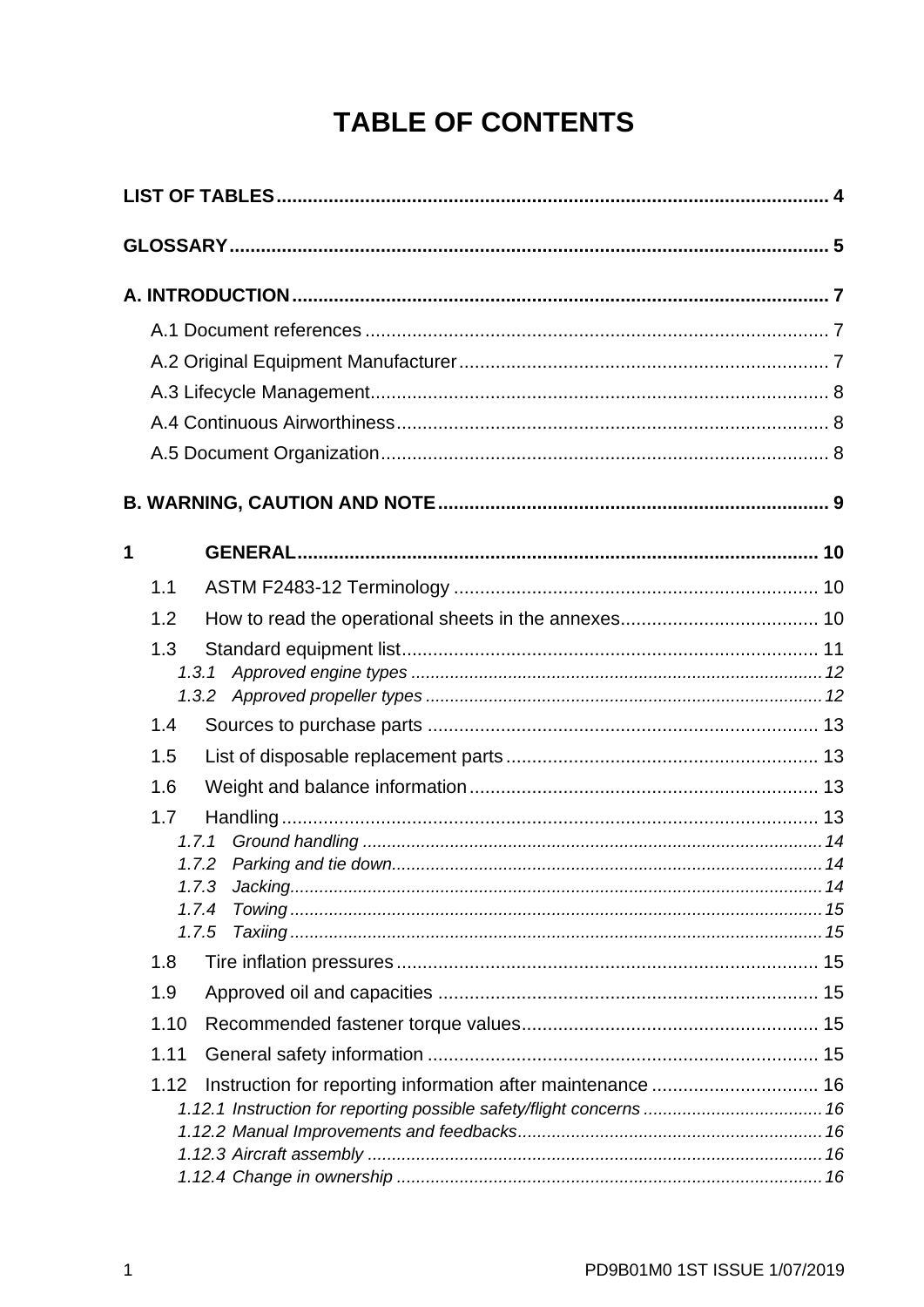# TABLE OF CONTENTS

**LIST OF TABLES** ........................................................................................................ 4

**GLOSSARY** ................................................................................................................. 5

**A. INTRODUCTION** ...................................................................................................... 7

- A.1 Document references ........................................................................................ 7
- A.2 Original Equipment Manufacturer ...................................................................... 7
- A.3 Lifecycle Management ....................................................................................... 8
- A.4 Continuous Airworthiness .................................................................................. 8
- A.5 Document Organization ..................................................................................... 8

**B. WARNING, CAUTION AND NOTE** .......................................................................... 9

**1 GENERAL** ................................................................................................... 10

- 1.1 ASTM F2483-12 Terminology ..................................................................... 10
- 1.2 How to read the operational sheets in the annexes ..................................... 10
- 1.3 Standard equipment list ............................................................................... 11
  - *1.3.1 Approved engine types* ............................................................................... 12
  - *1.3.2 Approved propeller types* ............................................................................ 12
- 1.4 Sources to purchase parts .......................................................................... 13
- 1.5 List of disposable replacement parts ........................................................... 13
- 1.6 Weight and balance information .................................................................. 13
- 1.7 Handling ....................................................................................................... 13
  - *1.7.1 Ground handling* ......................................................................................... 14
  - *1.7.2 Parking and tie down* .................................................................................. 14
  - *1.7.3 Jacking* ....................................................................................................... 14
  - *1.7.4 Towing* ....................................................................................................... 15
  - *1.7.5 Taxiing* ....................................................................................................... 15
- 1.8 Tire inflation pressures ................................................................................ 15
- 1.9 Approved oil and capacities ........................................................................ 15
- 1.10 Recommended fastener torque values ......................................................... 15
- 1.11 General safety information .......................................................................... 15
- 1.12 Instruction for reporting information after maintenance ............................... 16
  - *1.12.1 Instruction for reporting possible safety/flight concerns* ............................ 16
  - *1.12.2 Manual Improvements and feedbacks* ..................................................... 16
  - *1.12.3 Aircraft assembly* ..................................................................................... 16
  - *1.12.4 Change in ownership* ............................................................................... 16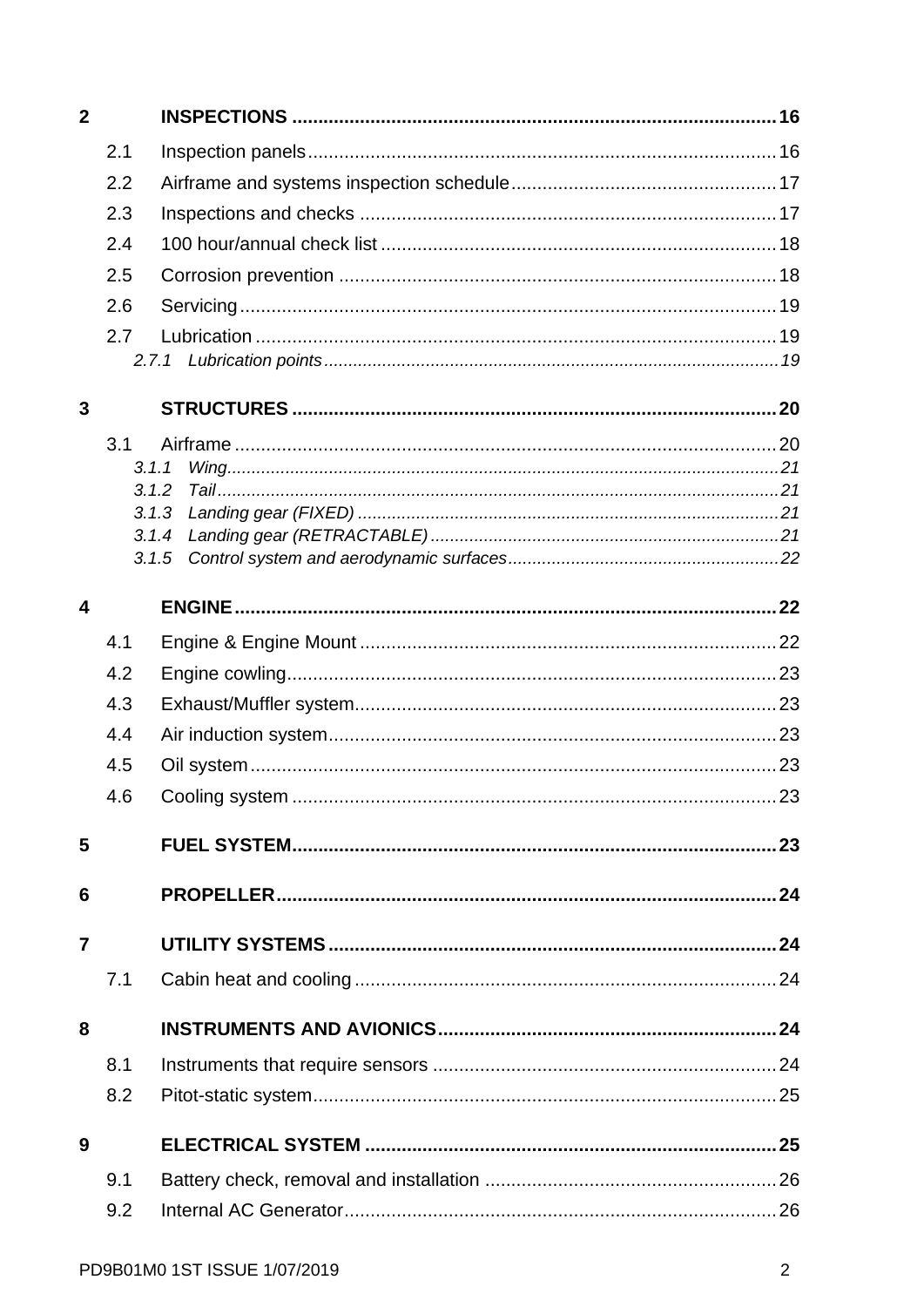| | | |
|---|---|---|
| **2** | **INSPECTIONS** | **16** |
| 2.1 | Inspection panels | 16 |
| 2.2 | Airframe and systems inspection schedule | 17 |
| 2.3 | Inspections and checks | 17 |
| 2.4 | 100 hour/annual check list | 18 |
| 2.5 | Corrosion prevention | 18 |
| 2.6 | Servicing | 19 |
| 2.7 | Lubrication | 19 |
| *2.7.1* | *Lubrication points* | *19* |
| **3** | **STRUCTURES** | **20** |
| 3.1 | Airframe | 20 |
| *3.1.1* | *Wing* | *21* |
| *3.1.2* | *Tail* | *21* |
| *3.1.3* | *Landing gear (FIXED)* | *21* |
| *3.1.4* | *Landing gear (RETRACTABLE)* | *21* |
| *3.1.5* | *Control system and aerodynamic surfaces* | *22* |
| **4** | **ENGINE** | **22** |
| 4.1 | Engine & Engine Mount | 22 |
| 4.2 | Engine cowling | 23 |
| 4.3 | Exhaust/Muffler system | 23 |
| 4.4 | Air induction system | 23 |
| 4.5 | Oil system | 23 |
| 4.6 | Cooling system | 23 |
| **5** | **FUEL SYSTEM** | **23** |
| **6** | **PROPELLER** | **24** |
| **7** | **UTILITY SYSTEMS** | **24** |
| 7.1 | Cabin heat and cooling | 24 |
| **8** | **INSTRUMENTS AND AVIONICS** | **24** |
| 8.1 | Instruments that require sensors | 24 |
| 8.2 | Pitot-static system | 25 |
| **9** | **ELECTRICAL SYSTEM** | **25** |
| 9.1 | Battery check, removal and installation | 26 |
| 9.2 | Internal AC Generator | 26 |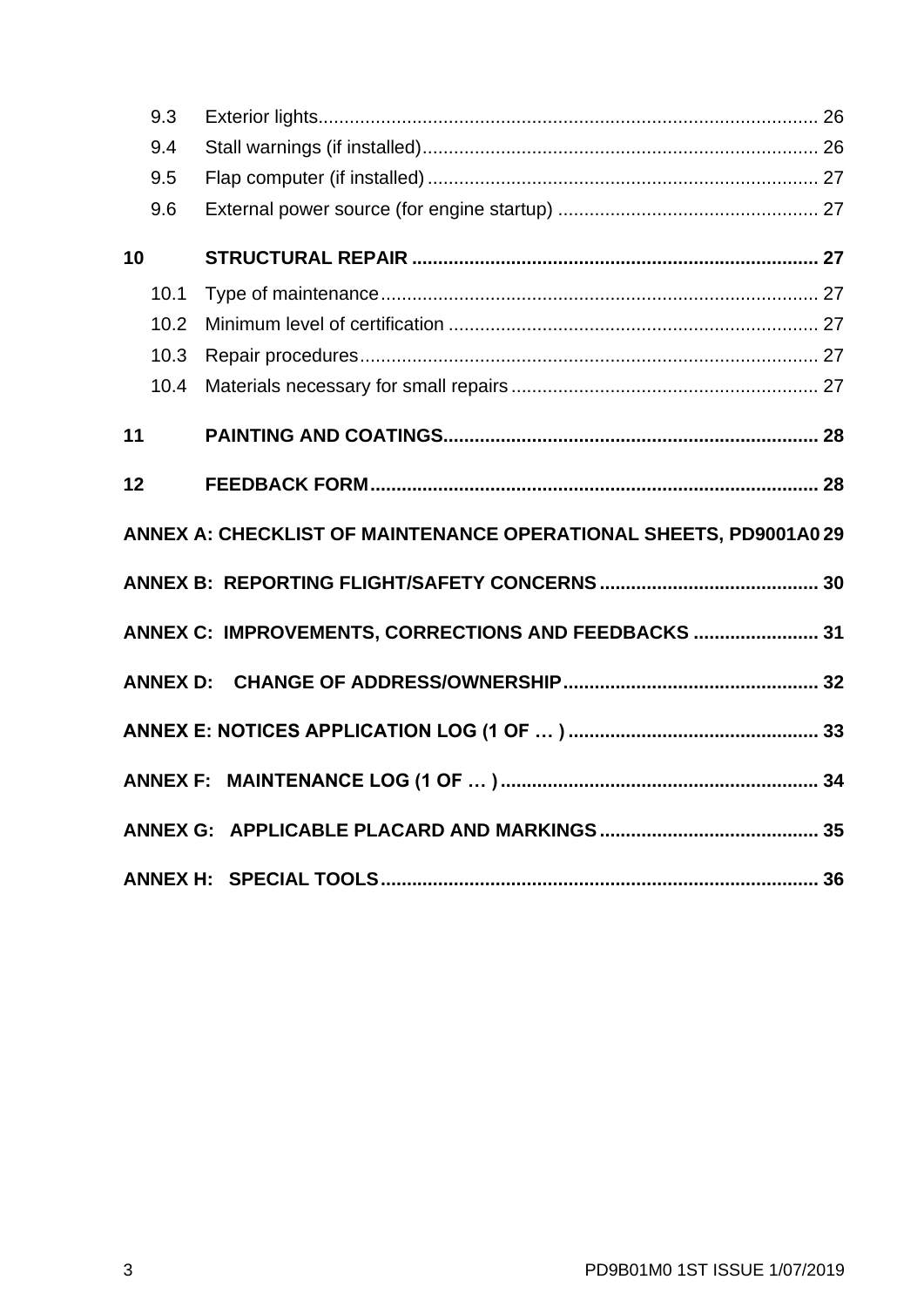9.3 Exterior lights ... 26
9.4 Stall warnings (if installed) ... 26
9.5 Flap computer (if installed) ... 27
9.6 External power source (for engine startup) ... 27

**10 STRUCTURAL REPAIR ... 27**

10.1 Type of maintenance ... 27
10.2 Minimum level of certification ... 27
10.3 Repair procedures ... 27
10.4 Materials necessary for small repairs ... 27

**11 PAINTING AND COATINGS ... 28**

**12 FEEDBACK FORM ... 28**

**ANNEX A: CHECKLIST OF MAINTENANCE OPERATIONAL SHEETS, PD9001A0 29**

**ANNEX B: REPORTING FLIGHT/SAFETY CONCERNS ... 30**

**ANNEX C: IMPROVEMENTS, CORRECTIONS AND FEEDBACKS ... 31**

**ANNEX D: CHANGE OF ADDRESS/OWNERSHIP ... 32**

**ANNEX E: NOTICES APPLICATION LOG (1 OF … ) ... 33**

**ANNEX F: MAINTENANCE LOG (1 OF … ) ... 34**

**ANNEX G: APPLICABLE PLACARD AND MARKINGS ... 35**

**ANNEX H: SPECIAL TOOLS ... 36**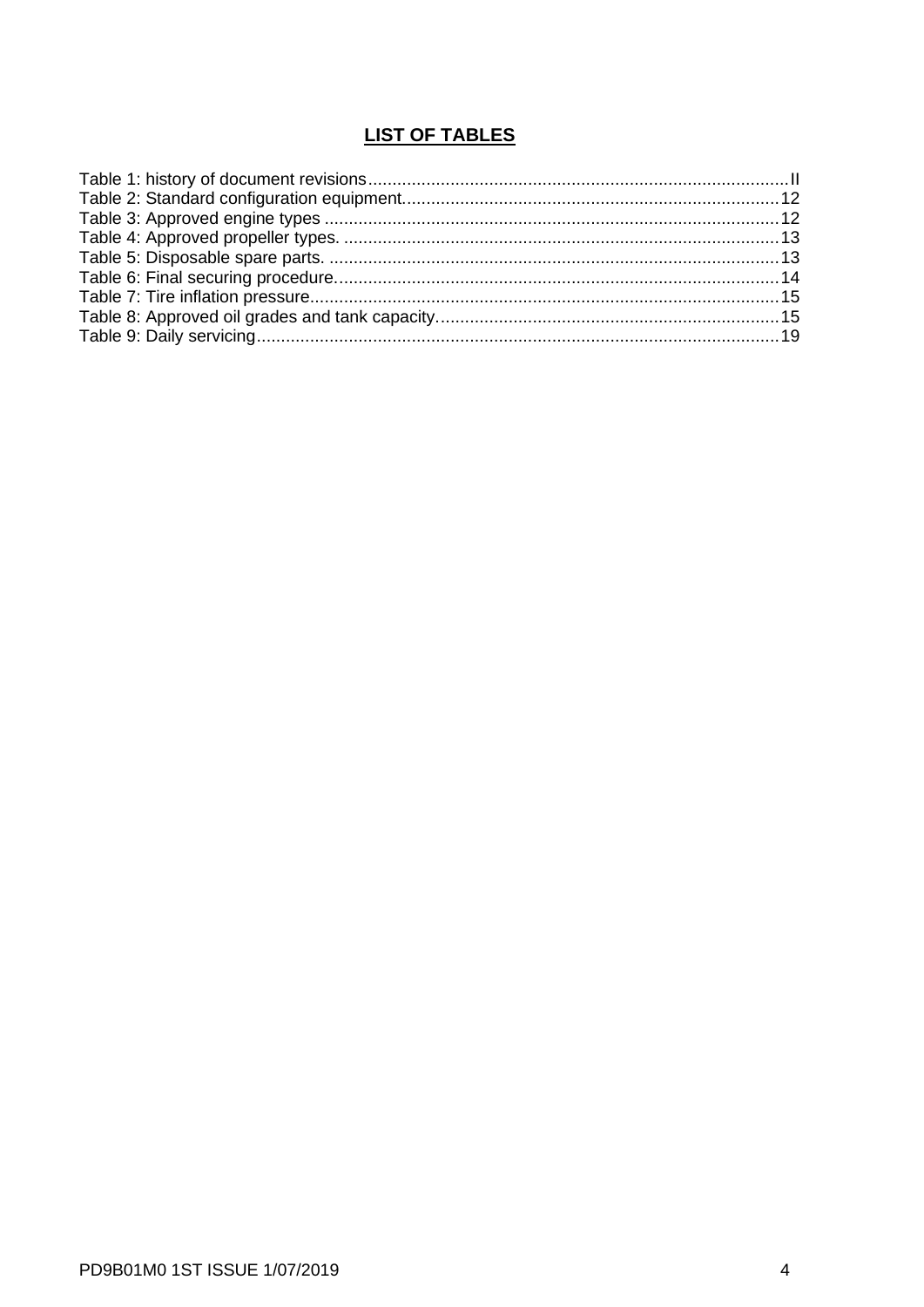## LIST OF TABLES

Table 1: history of document revisions....................................................................................II
Table 2: Standard configuration equipment............................................................................12
Table 3: Approved engine types ............................................................................................12
Table 4: Approved propeller types. ........................................................................................13
Table 5: Disposable spare parts. ...........................................................................................13
Table 6: Final securing procedure..........................................................................................14
Table 7: Tire inflation pressure...............................................................................................15
Table 8: Approved oil grades and tank capacity.....................................................................15
Table 9: Daily servicing..........................................................................................................19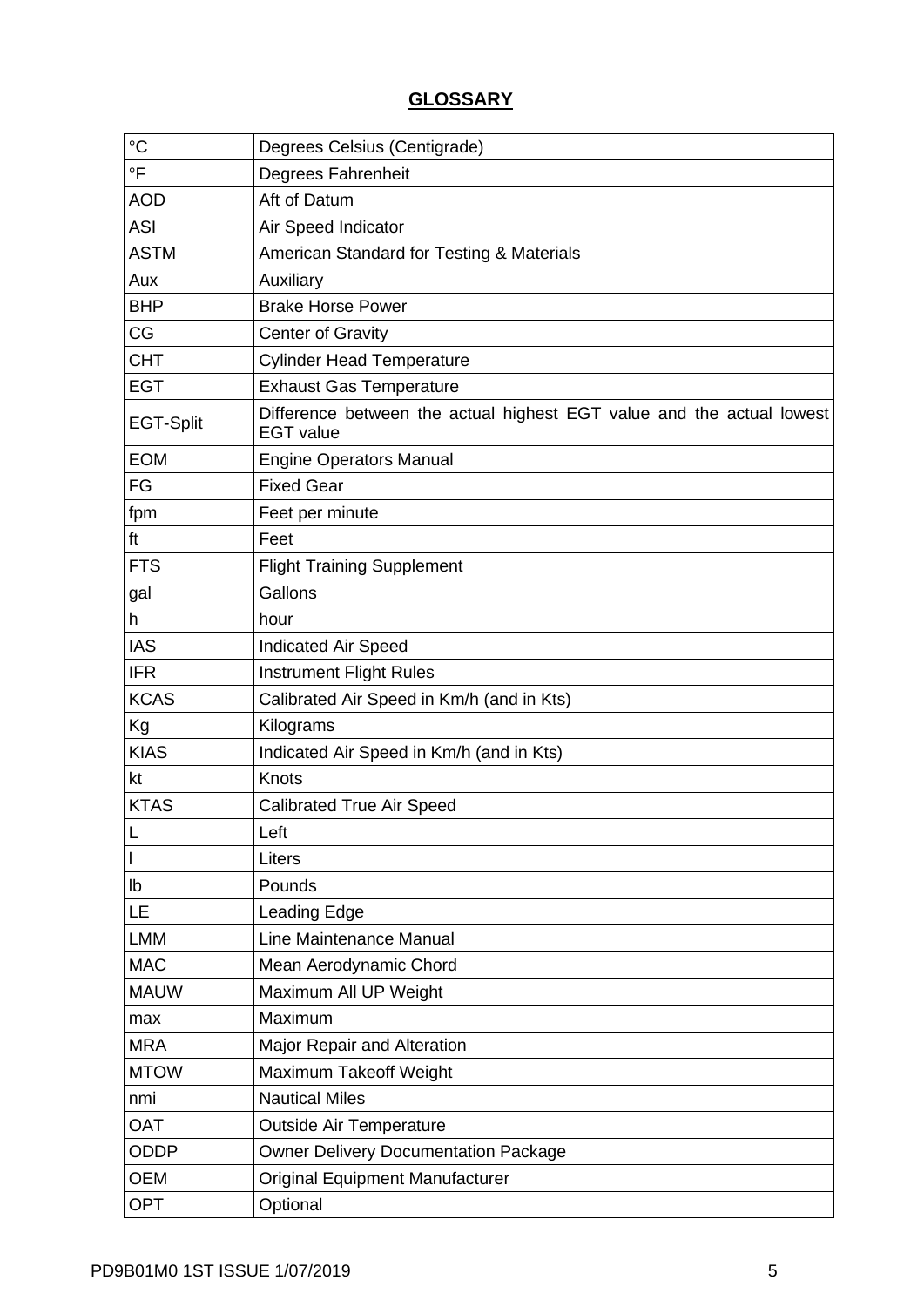# GLOSSARY

| | |
|---|---|
| °C | Degrees Celsius (Centigrade) |
| °F | Degrees Fahrenheit |
| AOD | Aft of Datum |
| ASI | Air Speed Indicator |
| ASTM | American Standard for Testing & Materials |
| Aux | Auxiliary |
| BHP | Brake Horse Power |
| CG | Center of Gravity |
| CHT | Cylinder Head Temperature |
| EGT | Exhaust Gas Temperature |
| EGT-Split | Difference between the actual highest EGT value and the actual lowest EGT value |
| EOM | Engine Operators Manual |
| FG | Fixed Gear |
| fpm | Feet per minute |
| ft | Feet |
| FTS | Flight Training Supplement |
| gal | Gallons |
| h | hour |
| IAS | Indicated Air Speed |
| IFR | Instrument Flight Rules |
| KCAS | Calibrated Air Speed in Km/h (and in Kts) |
| Kg | Kilograms |
| KIAS | Indicated Air Speed in Km/h (and in Kts) |
| kt | Knots |
| KTAS | Calibrated True Air Speed |
| L | Left |
| l | Liters |
| lb | Pounds |
| LE | Leading Edge |
| LMM | Line Maintenance Manual |
| MAC | Mean Aerodynamic Chord |
| MAUW | Maximum All UP Weight |
| max | Maximum |
| MRA | Major Repair and Alteration |
| MTOW | Maximum Takeoff Weight |
| nmi | Nautical Miles |
| OAT | Outside Air Temperature |
| ODDP | Owner Delivery Documentation Package |
| OEM | Original Equipment Manufacturer |
| OPT | Optional |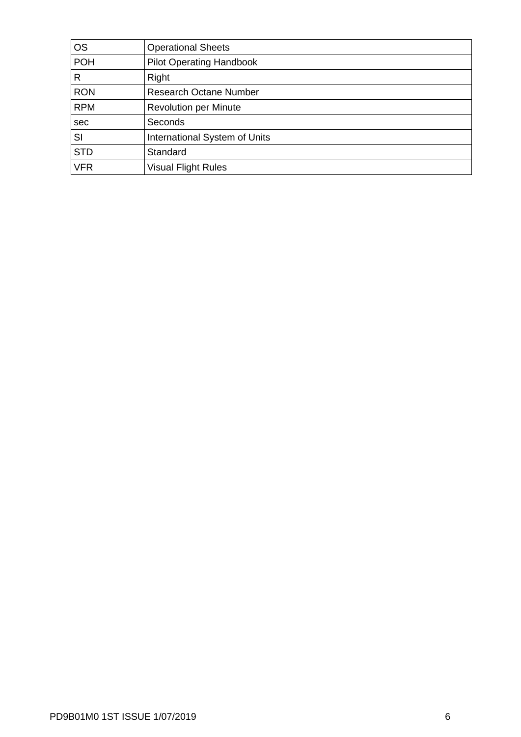| OS | Operational Sheets |
|---|---|
| POH | Pilot Operating Handbook |
| R | Right |
| RON | Research Octane Number |
| RPM | Revolution per Minute |
| sec | Seconds |
| SI | International System of Units |
| STD | Standard |
| VFR | Visual Flight Rules |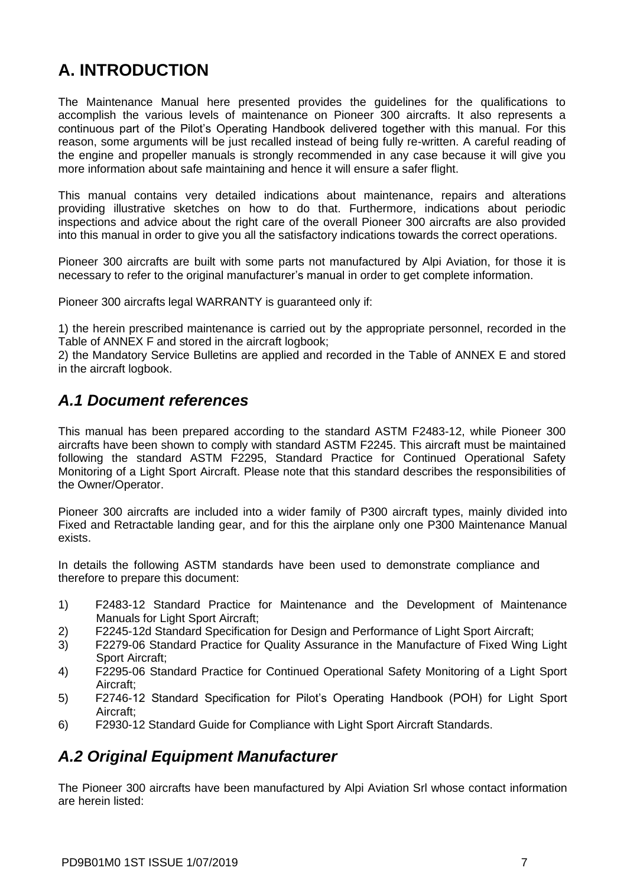# A. INTRODUCTION

The Maintenance Manual here presented provides the guidelines for the qualifications to accomplish the various levels of maintenance on Pioneer 300 aircrafts. It also represents a continuous part of the Pilot's Operating Handbook delivered together with this manual. For this reason, some arguments will be just recalled instead of being fully re-written. A careful reading of the engine and propeller manuals is strongly recommended in any case because it will give you more information about safe maintaining and hence it will ensure a safer flight.

This manual contains very detailed indications about maintenance, repairs and alterations providing illustrative sketches on how to do that. Furthermore, indications about periodic inspections and advice about the right care of the overall Pioneer 300 aircrafts are also provided into this manual in order to give you all the satisfactory indications towards the correct operations.

Pioneer 300 aircrafts are built with some parts not manufactured by Alpi Aviation, for those it is necessary to refer to the original manufacturer's manual in order to get complete information.

Pioneer 300 aircrafts legal WARRANTY is guaranteed only if:

1) the herein prescribed maintenance is carried out by the appropriate personnel, recorded in the Table of ANNEX F and stored in the aircraft logbook;
2) the Mandatory Service Bulletins are applied and recorded in the Table of ANNEX E and stored in the aircraft logbook.

## *A.1 Document references*

This manual has been prepared according to the standard ASTM F2483-12, while Pioneer 300 aircrafts have been shown to comply with standard ASTM F2245. This aircraft must be maintained following the standard ASTM F2295, Standard Practice for Continued Operational Safety Monitoring of a Light Sport Aircraft. Please note that this standard describes the responsibilities of the Owner/Operator.

Pioneer 300 aircrafts are included into a wider family of P300 aircraft types, mainly divided into Fixed and Retractable landing gear, and for this the airplane only one P300 Maintenance Manual exists.

In details the following ASTM standards have been used to demonstrate compliance and therefore to prepare this document:

1) F2483-12 Standard Practice for Maintenance and the Development of Maintenance Manuals for Light Sport Aircraft;
2) F2245-12d Standard Specification for Design and Performance of Light Sport Aircraft;
3) F2279-06 Standard Practice for Quality Assurance in the Manufacture of Fixed Wing Light Sport Aircraft;
4) F2295-06 Standard Practice for Continued Operational Safety Monitoring of a Light Sport Aircraft;
5) F2746-12 Standard Specification for Pilot's Operating Handbook (POH) for Light Sport Aircraft;
6) F2930-12 Standard Guide for Compliance with Light Sport Aircraft Standards.

## *A.2 Original Equipment Manufacturer*

The Pioneer 300 aircrafts have been manufactured by Alpi Aviation Srl whose contact information are herein listed: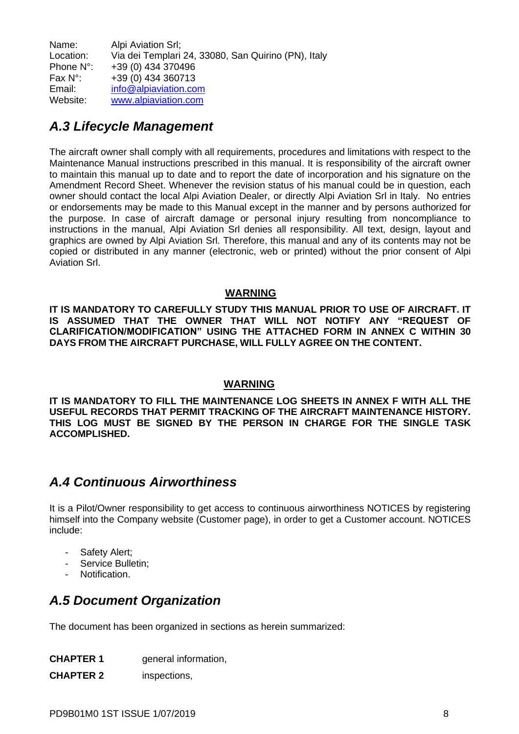Name: Alpi Aviation Srl;
Location: Via dei Templari 24, 33080, San Quirino (PN), Italy
Phone N°: +39 (0) 434 370496
Fax N°: +39 (0) 434 360713
Email: info@alpiaviation.com
Website: www.alpiaviation.com

## *A.3 Lifecycle Management*

The aircraft owner shall comply with all requirements, procedures and limitations with respect to the Maintenance Manual instructions prescribed in this manual. It is responsibility of the aircraft owner to maintain this manual up to date and to report the date of incorporation and his signature on the Amendment Record Sheet. Whenever the revision status of his manual could be in question, each owner should contact the local Alpi Aviation Dealer, or directly Alpi Aviation Srl in Italy. No entries or endorsements may be made to this Manual except in the manner and by persons authorized for the purpose. In case of aircraft damage or personal injury resulting from noncompliance to instructions in the manual, Alpi Aviation Srl denies all responsibility. All text, design, layout and graphics are owned by Alpi Aviation Srl. Therefore, this manual and any of its contents may not be copied or distributed in any manner (electronic, web or printed) without the prior consent of Alpi Aviation Srl.

**WARNING**

**IT IS MANDATORY TO CAREFULLY STUDY THIS MANUAL PRIOR TO USE OF AIRCRAFT. IT IS ASSUMED THAT THE OWNER THAT WILL NOT NOTIFY ANY "REQUEST OF CLARIFICATION/MODIFICATION" USING THE ATTACHED FORM IN ANNEX C WITHIN 30 DAYS FROM THE AIRCRAFT PURCHASE, WILL FULLY AGREE ON THE CONTENT.**

**WARNING**

**IT IS MANDATORY TO FILL THE MAINTENANCE LOG SHEETS IN ANNEX F WITH ALL THE USEFUL RECORDS THAT PERMIT TRACKING OF THE AIRCRAFT MAINTENANCE HISTORY. THIS LOG MUST BE SIGNED BY THE PERSON IN CHARGE FOR THE SINGLE TASK ACCOMPLISHED.**

## *A.4 Continuous Airworthiness*

It is a Pilot/Owner responsibility to get access to continuous airworthiness NOTICES by registering himself into the Company website (Customer page), in order to get a Customer account. NOTICES include:

- Safety Alert;
- Service Bulletin;
- Notification.

## *A.5 Document Organization*

The document has been organized in sections as herein summarized:

**CHAPTER 1** general information,

**CHAPTER 2** inspections,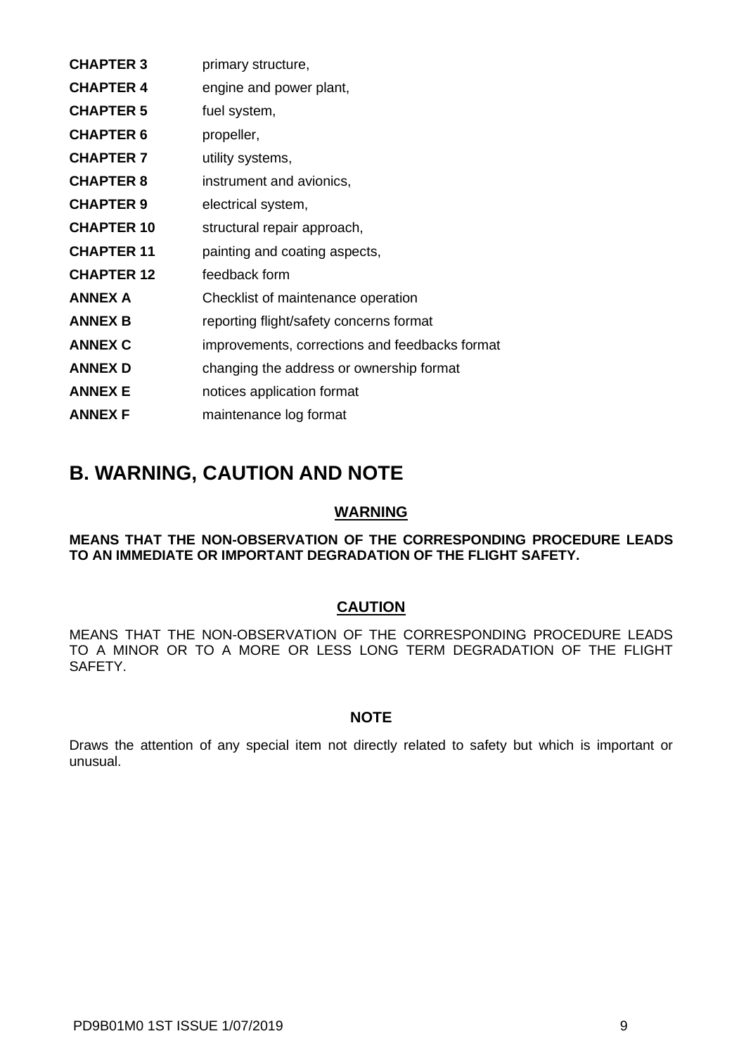| | |
|---|---|
| **CHAPTER 3** | primary structure, |
| **CHAPTER 4** | engine and power plant, |
| **CHAPTER 5** | fuel system, |
| **CHAPTER 6** | propeller, |
| **CHAPTER 7** | utility systems, |
| **CHAPTER 8** | instrument and avionics, |
| **CHAPTER 9** | electrical system, |
| **CHAPTER 10** | structural repair approach, |
| **CHAPTER 11** | painting and coating aspects, |
| **CHAPTER 12** | feedback form |
| **ANNEX A** | Checklist of maintenance operation |
| **ANNEX B** | reporting flight/safety concerns format |
| **ANNEX C** | improvements, corrections and feedbacks format |
| **ANNEX D** | changing the address or ownership format |
| **ANNEX E** | notices application format |
| **ANNEX F** | maintenance log format |

## B. WARNING, CAUTION AND NOTE

**WARNING**

**MEANS THAT THE NON-OBSERVATION OF THE CORRESPONDING PROCEDURE LEADS TO AN IMMEDIATE OR IMPORTANT DEGRADATION OF THE FLIGHT SAFETY.**

**CAUTION**

MEANS THAT THE NON-OBSERVATION OF THE CORRESPONDING PROCEDURE LEADS TO A MINOR OR TO A MORE OR LESS LONG TERM DEGRADATION OF THE FLIGHT SAFETY.

**NOTE**

Draws the attention of any special item not directly related to safety but which is important or unusual.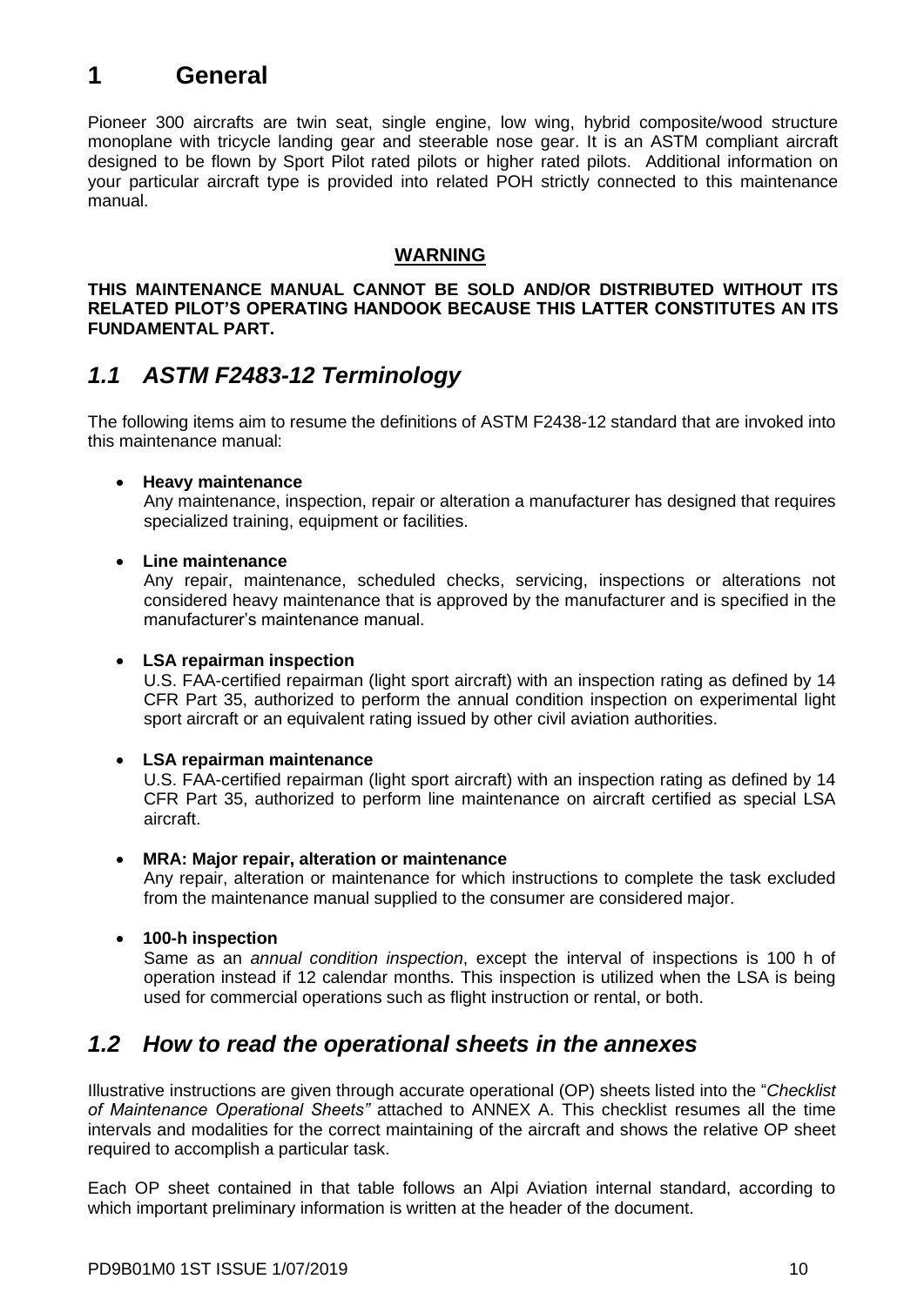# 1 General

Pioneer 300 aircrafts are twin seat, single engine, low wing, hybrid composite/wood structure monoplane with tricycle landing gear and steerable nose gear. It is an ASTM compliant aircraft designed to be flown by Sport Pilot rated pilots or higher rated pilots. Additional information on your particular aircraft type is provided into related POH strictly connected to this maintenance manual.

**WARNING**

**THIS MAINTENANCE MANUAL CANNOT BE SOLD AND/OR DISTRIBUTED WITHOUT ITS RELATED PILOT'S OPERATING HANDOOK BECAUSE THIS LATTER CONSTITUTES AN ITS FUNDAMENTAL PART.**

## *1.1 ASTM F2483-12 Terminology*

The following items aim to resume the definitions of ASTM F2438-12 standard that are invoked into this maintenance manual:

- **Heavy maintenance**
  Any maintenance, inspection, repair or alteration a manufacturer has designed that requires specialized training, equipment or facilities.

- **Line maintenance**
  Any repair, maintenance, scheduled checks, servicing, inspections or alterations not considered heavy maintenance that is approved by the manufacturer and is specified in the manufacturer's maintenance manual.

- **LSA repairman inspection**
  U.S. FAA-certified repairman (light sport aircraft) with an inspection rating as defined by 14 CFR Part 35, authorized to perform the annual condition inspection on experimental light sport aircraft or an equivalent rating issued by other civil aviation authorities.

- **LSA repairman maintenance**
  U.S. FAA-certified repairman (light sport aircraft) with an inspection rating as defined by 14 CFR Part 35, authorized to perform line maintenance on aircraft certified as special LSA aircraft.

- **MRA: Major repair, alteration or maintenance**
  Any repair, alteration or maintenance for which instructions to complete the task excluded from the maintenance manual supplied to the consumer are considered major.

- **100-h inspection**
  Same as an *annual condition inspection*, except the interval of inspections is 100 h of operation instead if 12 calendar months. This inspection is utilized when the LSA is being used for commercial operations such as flight instruction or rental, or both.

## *1.2 How to read the operational sheets in the annexes*

Illustrative instructions are given through accurate operational (OP) sheets listed into the "*Checklist of Maintenance Operational Sheets"* attached to ANNEX A. This checklist resumes all the time intervals and modalities for the correct maintaining of the aircraft and shows the relative OP sheet required to accomplish a particular task.

Each OP sheet contained in that table follows an Alpi Aviation internal standard, according to which important preliminary information is written at the header of the document.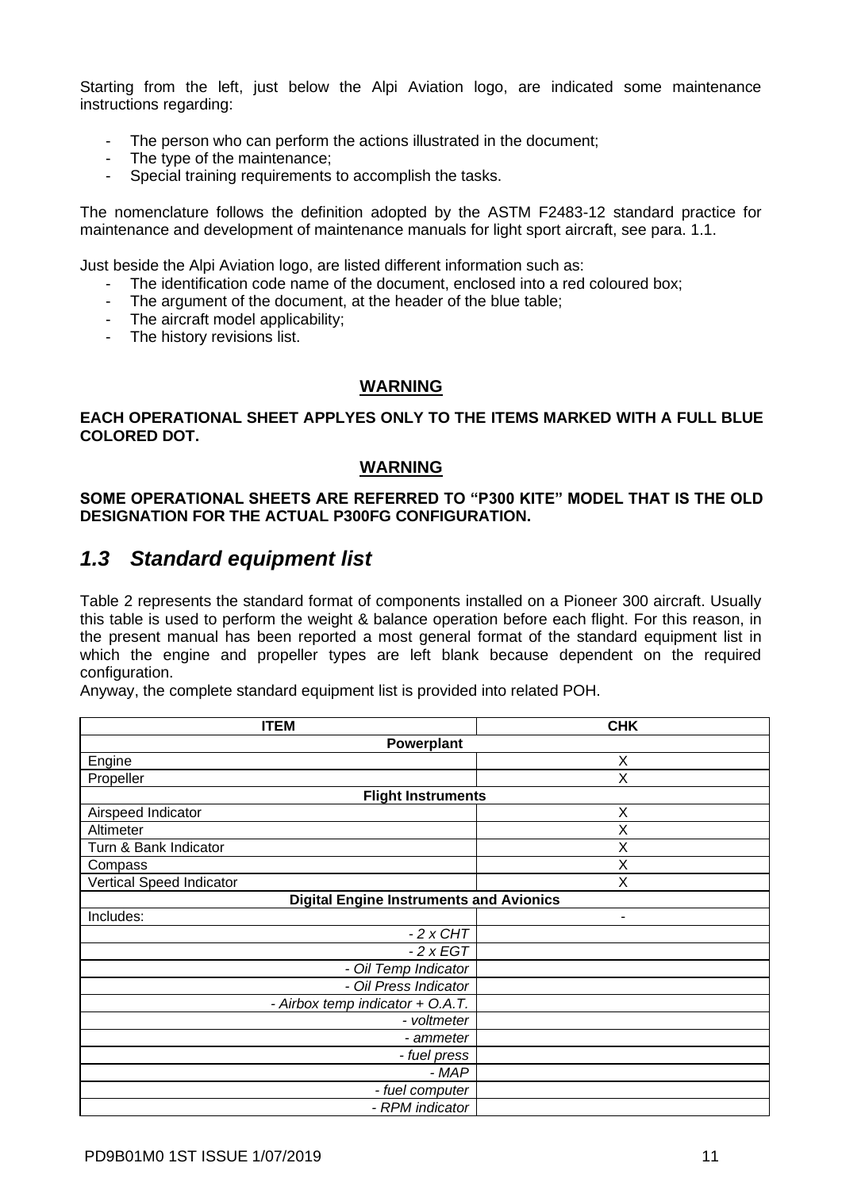Starting from the left, just below the Alpi Aviation logo, are indicated some maintenance instructions regarding:

- The person who can perform the actions illustrated in the document;
- The type of the maintenance;
- Special training requirements to accomplish the tasks.

The nomenclature follows the definition adopted by the ASTM F2483-12 standard practice for maintenance and development of maintenance manuals for light sport aircraft, see para. 1.1.

Just beside the Alpi Aviation logo, are listed different information such as:

- The identification code name of the document, enclosed into a red coloured box;
- The argument of the document, at the header of the blue table;
- The aircraft model applicability;
- The history revisions list.

**WARNING**

**EACH OPERATIONAL SHEET APPLYES ONLY TO THE ITEMS MARKED WITH A FULL BLUE COLORED DOT.**

**WARNING**

**SOME OPERATIONAL SHEETS ARE REFERRED TO "P300 KITE" MODEL THAT IS THE OLD DESIGNATION FOR THE ACTUAL P300FG CONFIGURATION.**

## *1.3 Standard equipment list*

Table 2 represents the standard format of components installed on a Pioneer 300 aircraft. Usually this table is used to perform the weight & balance operation before each flight. For this reason, in the present manual has been reported a most general format of the standard equipment list in which the engine and propeller types are left blank because dependent on the required configuration.
Anyway, the complete standard equipment list is provided into related POH.

| ITEM | CHK |
|---|---|
| **Powerplant** | |
| Engine | X |
| Propeller | X |
| **Flight Instruments** | |
| Airspeed Indicator | X |
| Altimeter | X |
| Turn & Bank Indicator | X |
| Compass | X |
| Vertical Speed Indicator | X |
| **Digital Engine Instruments and Avionics** | |
| Includes: | - |
| *- 2 x CHT* | |
| *- 2 x EGT* | |
| *- Oil Temp Indicator* | |
| *- Oil Press Indicator* | |
| *- Airbox temp indicator + O.A.T.* | |
| *- voltmeter* | |
| *- ammeter* | |
| *- fuel press* | |
| *- MAP* | |
| *- fuel computer* | |
| *- RPM indicator* | |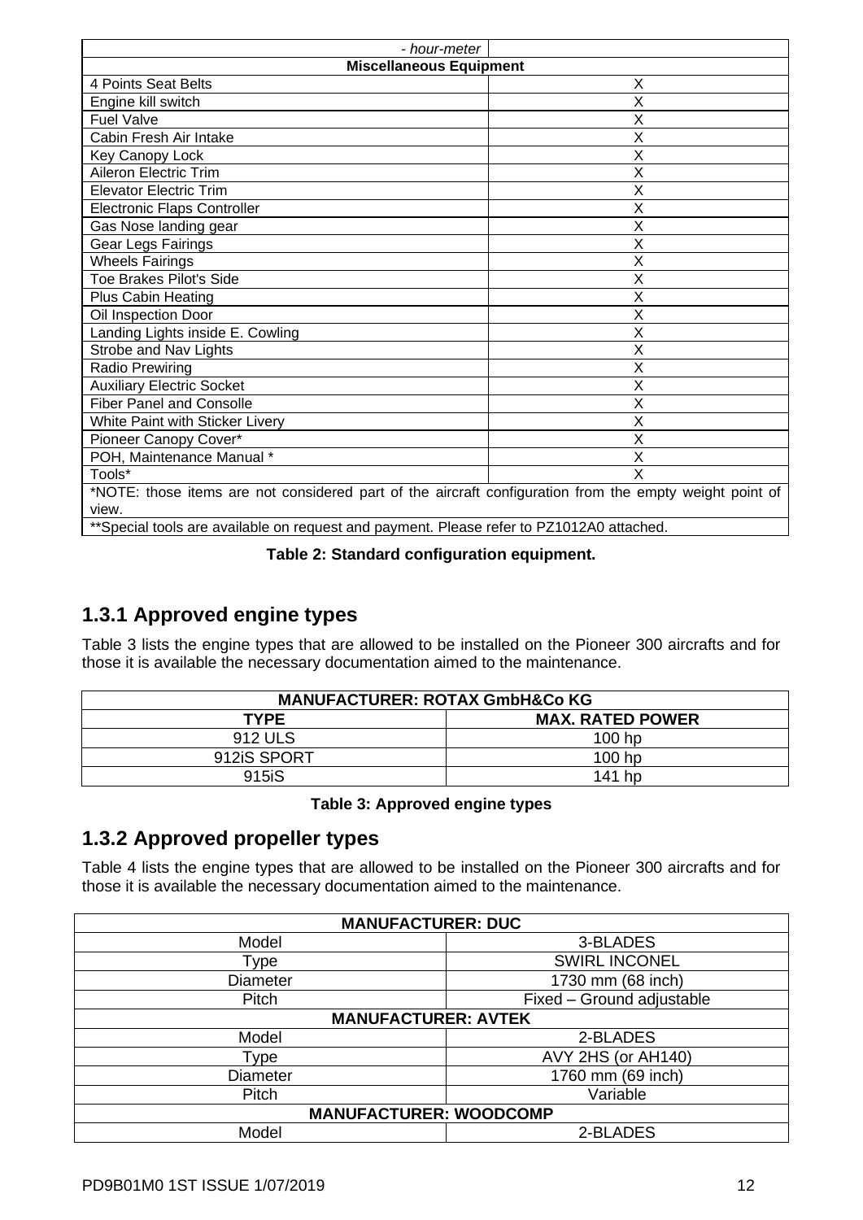| - *hour-meter* | |
|---|---|
| **Miscellaneous Equipment** | |
| 4 Points Seat Belts | X |
| Engine kill switch | X |
| Fuel Valve | X |
| Cabin Fresh Air Intake | X |
| Key Canopy Lock | X |
| Aileron Electric Trim | X |
| Elevator Electric Trim | X |
| Electronic Flaps Controller | X |
| Gas Nose landing gear | X |
| Gear Legs Fairings | X |
| Wheels Fairings | X |
| Toe Brakes Pilot's Side | X |
| Plus Cabin Heating | X |
| Oil Inspection Door | X |
| Landing Lights inside E. Cowling | X |
| Strobe and Nav Lights | X |
| Radio Prewiring | X |
| Auxiliary Electric Socket | X |
| Fiber Panel and Consolle | X |
| White Paint with Sticker Livery | X |
| Pioneer Canopy Cover* | X |
| POH, Maintenance Manual * | X |
| Tools* | X |
| *NOTE: those items are not considered part of the aircraft configuration from the empty weight point of view. | |
| **Special tools are available on request and payment. Please refer to PZ1012A0 attached. | |

**Table 2: Standard configuration equipment.**

## 1.3.1 Approved engine types

Table 3 lists the engine types that are allowed to be installed on the Pioneer 300 aircrafts and for those it is available the necessary documentation aimed to the maintenance.

| **MANUFACTURER: ROTAX GmbH&Co KG** | |
|---|---|
| **TYPE** | **MAX. RATED POWER** |
| 912 ULS | 100 hp |
| 912iS SPORT | 100 hp |
| 915iS | 141 hp |

**Table 3: Approved engine types**

## 1.3.2 Approved propeller types

Table 4 lists the engine types that are allowed to be installed on the Pioneer 300 aircrafts and for those it is available the necessary documentation aimed to the maintenance.

| **MANUFACTURER: DUC** | |
|---|---|
| Model | 3-BLADES |
| Type | SWIRL INCONEL |
| Diameter | 1730 mm (68 inch) |
| Pitch | Fixed – Ground adjustable |
| **MANUFACTURER: AVTEK** | |
| Model | 2-BLADES |
| Type | AVY 2HS (or AH140) |
| Diameter | 1760 mm (69 inch) |
| Pitch | Variable |
| **MANUFACTURER: WOODCOMP** | |
| Model | 2-BLADES |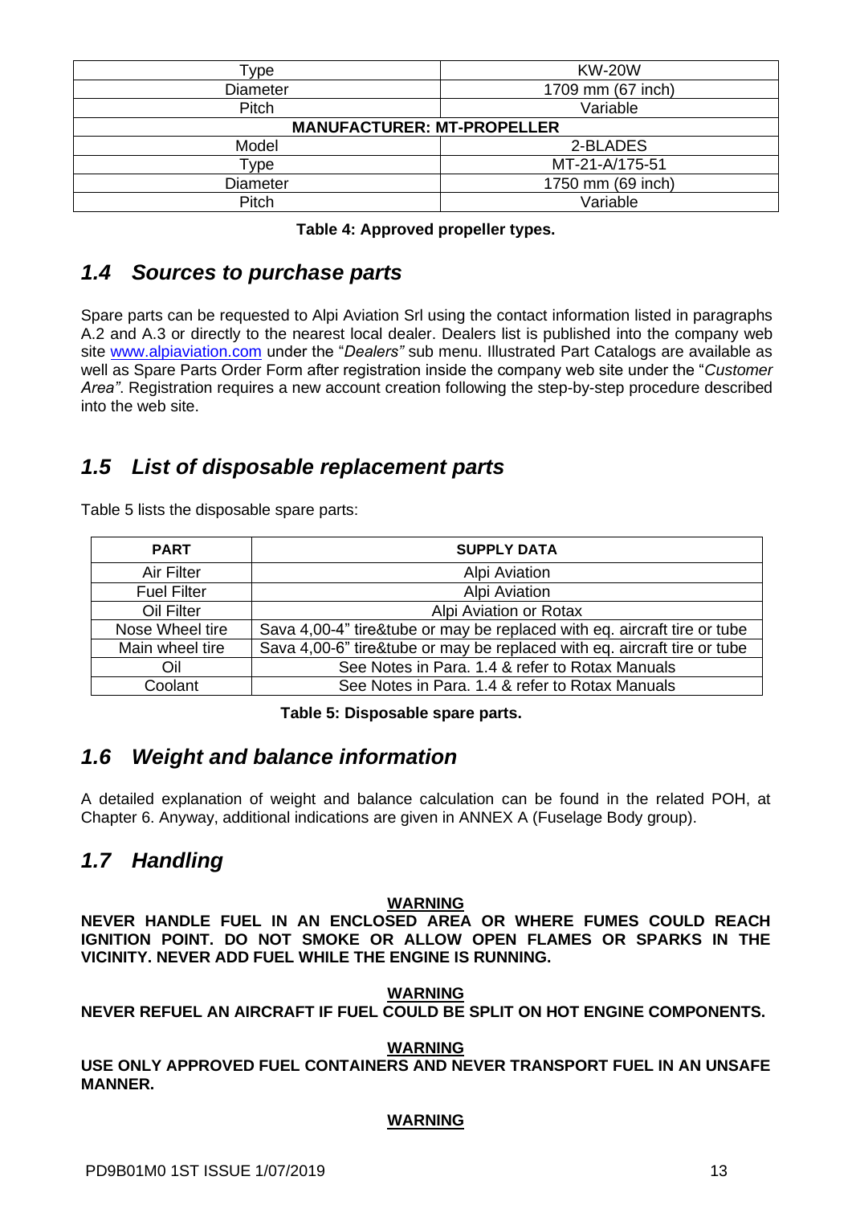| Type | KW-20W |
|---|---|
| Diameter | 1709 mm (67 inch) |
| Pitch | Variable |
| **MANUFACTURER: MT-PROPELLER** | |
| Model | 2-BLADES |
| Type | MT-21-A/175-51 |
| Diameter | 1750 mm (69 inch) |
| Pitch | Variable |

**Table 4: Approved propeller types.**

## *1.4 Sources to purchase parts*

Spare parts can be requested to Alpi Aviation Srl using the contact information listed in paragraphs A.2 and A.3 or directly to the nearest local dealer. Dealers list is published into the company web site www.alpiaviation.com under the "*Dealers"* sub menu. Illustrated Part Catalogs are available as well as Spare Parts Order Form after registration inside the company web site under the "*Customer Area"*. Registration requires a new account creation following the step-by-step procedure described into the web site.

## *1.5 List of disposable replacement parts*

Table 5 lists the disposable spare parts:

| PART | SUPPLY DATA |
|---|---|
| Air Filter | Alpi Aviation |
| Fuel Filter | Alpi Aviation |
| Oil Filter | Alpi Aviation or Rotax |
| Nose Wheel tire | Sava 4,00-4" tire&tube or may be replaced with eq. aircraft tire or tube |
| Main wheel tire | Sava 4,00-6" tire&tube or may be replaced with eq. aircraft tire or tube |
| Oil | See Notes in Para. 1.4 & refer to Rotax Manuals |
| Coolant | See Notes in Para. 1.4 & refer to Rotax Manuals |

**Table 5: Disposable spare parts.**

## *1.6 Weight and balance information*

A detailed explanation of weight and balance calculation can be found in the related POH, at Chapter 6. Anyway, additional indications are given in ANNEX A (Fuselage Body group).

## *1.7 Handling*

**WARNING**

**NEVER HANDLE FUEL IN AN ENCLOSED AREA OR WHERE FUMES COULD REACH IGNITION POINT. DO NOT SMOKE OR ALLOW OPEN FLAMES OR SPARKS IN THE VICINITY. NEVER ADD FUEL WHILE THE ENGINE IS RUNNING.**

**WARNING**

**NEVER REFUEL AN AIRCRAFT IF FUEL COULD BE SPLIT ON HOT ENGINE COMPONENTS.**

**WARNING**

**USE ONLY APPROVED FUEL CONTAINERS AND NEVER TRANSPORT FUEL IN AN UNSAFE MANNER.**

**WARNING**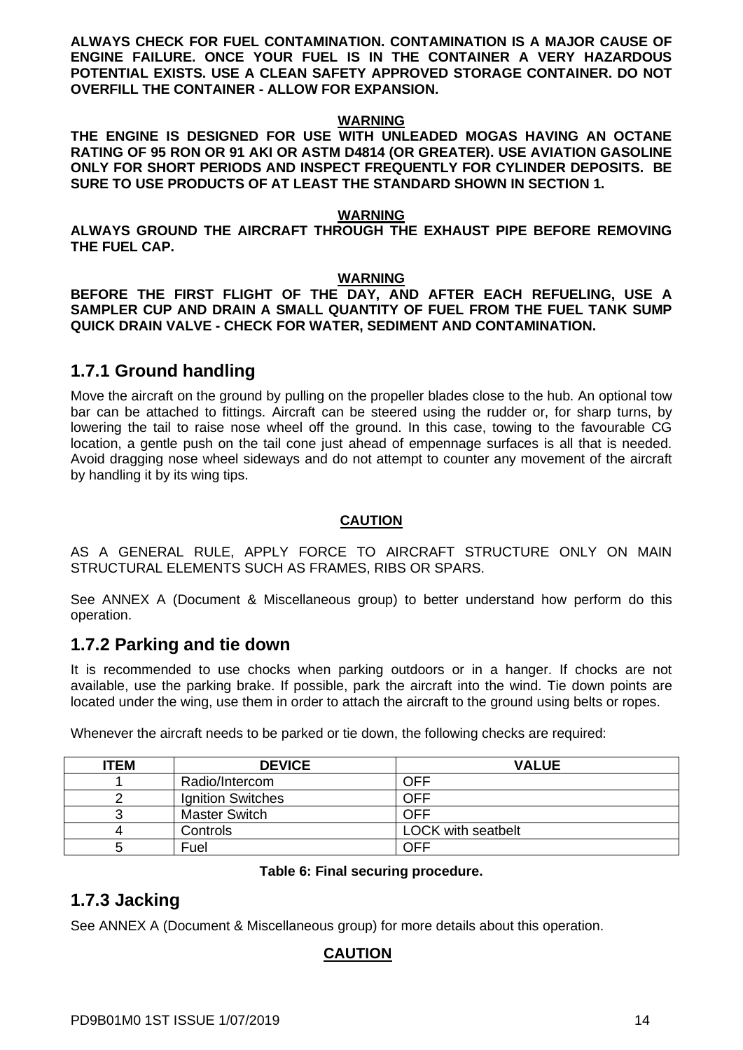**ALWAYS CHECK FOR FUEL CONTAMINATION. CONTAMINATION IS A MAJOR CAUSE OF ENGINE FAILURE. ONCE YOUR FUEL IS IN THE CONTAINER A VERY HAZARDOUS POTENTIAL EXISTS. USE A CLEAN SAFETY APPROVED STORAGE CONTAINER. DO NOT OVERFILL THE CONTAINER - ALLOW FOR EXPANSION.**

**WARNING**

**THE ENGINE IS DESIGNED FOR USE WITH UNLEADED MOGAS HAVING AN OCTANE RATING OF 95 RON OR 91 AKI OR ASTM D4814 (OR GREATER). USE AVIATION GASOLINE ONLY FOR SHORT PERIODS AND INSPECT FREQUENTLY FOR CYLINDER DEPOSITS. BE SURE TO USE PRODUCTS OF AT LEAST THE STANDARD SHOWN IN SECTION 1.**

**WARNING**

**ALWAYS GROUND THE AIRCRAFT THROUGH THE EXHAUST PIPE BEFORE REMOVING THE FUEL CAP.**

**WARNING**

**BEFORE THE FIRST FLIGHT OF THE DAY, AND AFTER EACH REFUELING, USE A SAMPLER CUP AND DRAIN A SMALL QUANTITY OF FUEL FROM THE FUEL TANK SUMP QUICK DRAIN VALVE - CHECK FOR WATER, SEDIMENT AND CONTAMINATION.**

## 1.7.1 Ground handling

Move the aircraft on the ground by pulling on the propeller blades close to the hub. An optional tow bar can be attached to fittings. Aircraft can be steered using the rudder or, for sharp turns, by lowering the tail to raise nose wheel off the ground. In this case, towing to the favourable CG location, a gentle push on the tail cone just ahead of empennage surfaces is all that is needed. Avoid dragging nose wheel sideways and do not attempt to counter any movement of the aircraft by handling it by its wing tips.

**CAUTION**

AS A GENERAL RULE, APPLY FORCE TO AIRCRAFT STRUCTURE ONLY ON MAIN STRUCTURAL ELEMENTS SUCH AS FRAMES, RIBS OR SPARS.

See ANNEX A (Document & Miscellaneous group) to better understand how perform do this operation.

## 1.7.2 Parking and tie down

It is recommended to use chocks when parking outdoors or in a hanger. If chocks are not available, use the parking brake. If possible, park the aircraft into the wind. Tie down points are located under the wing, use them in order to attach the aircraft to the ground using belts or ropes.

Whenever the aircraft needs to be parked or tie down, the following checks are required:

| ITEM | DEVICE | VALUE |
|---|---|---|
| 1 | Radio/Intercom | OFF |
| 2 | Ignition Switches | OFF |
| 3 | Master Switch | OFF |
| 4 | Controls | LOCK with seatbelt |
| 5 | Fuel | OFF |

**Table 6: Final securing procedure.**

## 1.7.3 Jacking

See ANNEX A (Document & Miscellaneous group) for more details about this operation.

**CAUTION**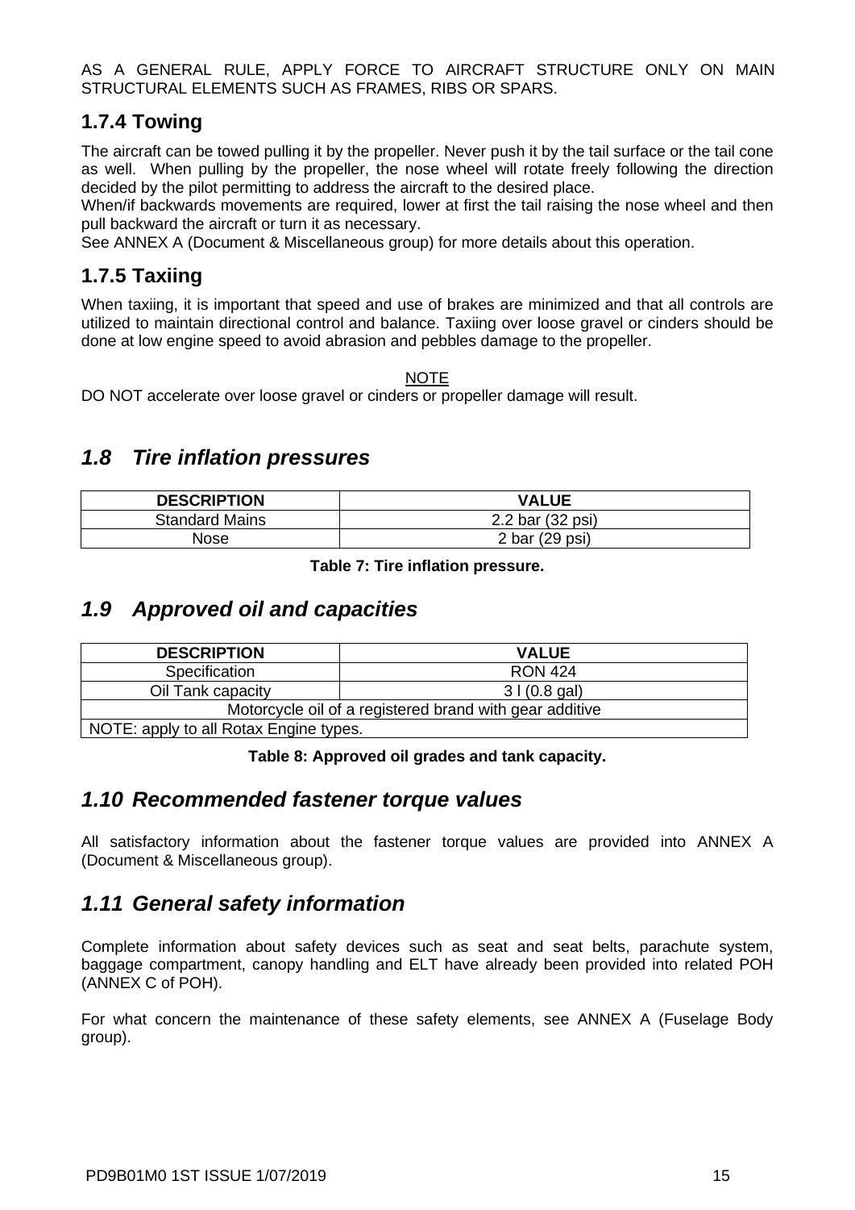AS A GENERAL RULE, APPLY FORCE TO AIRCRAFT STRUCTURE ONLY ON MAIN STRUCTURAL ELEMENTS SUCH AS FRAMES, RIBS OR SPARS.

### 1.7.4 Towing

The aircraft can be towed pulling it by the propeller. Never push it by the tail surface or the tail cone as well. When pulling by the propeller, the nose wheel will rotate freely following the direction decided by the pilot permitting to address the aircraft to the desired place.
When/if backwards movements are required, lower at first the tail raising the nose wheel and then pull backward the aircraft or turn it as necessary.
See ANNEX A (Document & Miscellaneous group) for more details about this operation.

### 1.7.5 Taxiing

When taxiing, it is important that speed and use of brakes are minimized and that all controls are utilized to maintain directional control and balance. Taxiing over loose gravel or cinders should be done at low engine speed to avoid abrasion and pebbles damage to the propeller.

NOTE

DO NOT accelerate over loose gravel or cinders or propeller damage will result.

## *1.8 Tire inflation pressures*

| DESCRIPTION | VALUE |
|---|---|
| Standard Mains | 2.2 bar (32 psi) |
| Nose | 2 bar (29 psi) |

**Table 7: Tire inflation pressure.**

## *1.9 Approved oil and capacities*

| DESCRIPTION | VALUE |
|---|---|
| Specification | RON 424 |
| Oil Tank capacity | 3 l (0.8 gal) |
| Motorcycle oil of a registered brand with gear additive | |
| NOTE: apply to all Rotax Engine types. | |

**Table 8: Approved oil grades and tank capacity.**

## *1.10 Recommended fastener torque values*

All satisfactory information about the fastener torque values are provided into ANNEX A (Document & Miscellaneous group).

## *1.11 General safety information*

Complete information about safety devices such as seat and seat belts, parachute system, baggage compartment, canopy handling and ELT have already been provided into related POH (ANNEX C of POH).

For what concern the maintenance of these safety elements, see ANNEX A (Fuselage Body group).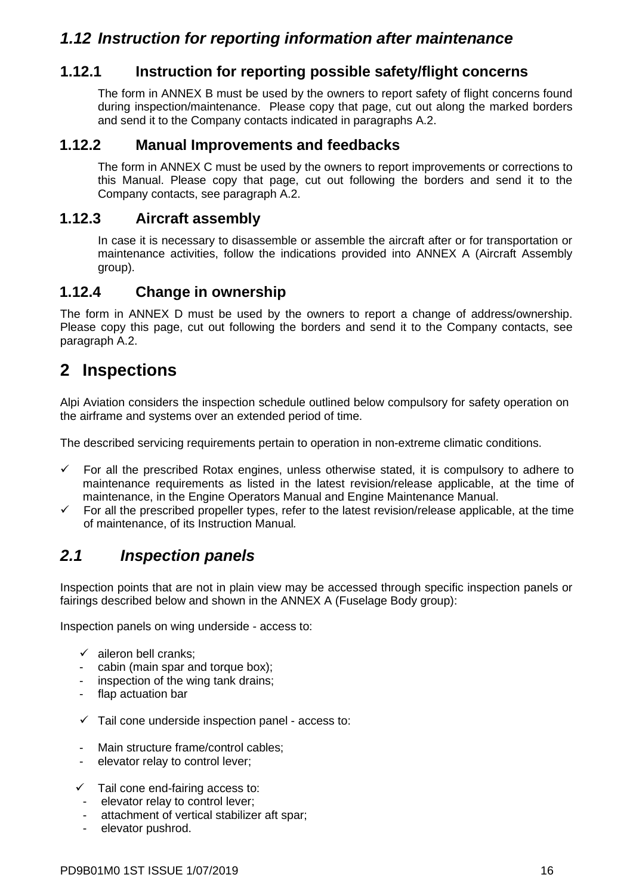## *1.12 Instruction for reporting information after maintenance*

### 1.12.1 Instruction for reporting possible safety/flight concerns

The form in ANNEX B must be used by the owners to report safety of flight concerns found during inspection/maintenance. Please copy that page, cut out along the marked borders and send it to the Company contacts indicated in paragraphs A.2.

### 1.12.2 Manual Improvements and feedbacks

The form in ANNEX C must be used by the owners to report improvements or corrections to this Manual. Please copy that page, cut out following the borders and send it to the Company contacts, see paragraph A.2.

### 1.12.3 Aircraft assembly

In case it is necessary to disassemble or assemble the aircraft after or for transportation or maintenance activities, follow the indications provided into ANNEX A (Aircraft Assembly group).

### 1.12.4 Change in ownership

The form in ANNEX D must be used by the owners to report a change of address/ownership. Please copy this page, cut out following the borders and send it to the Company contacts, see paragraph A.2.

# 2 Inspections

Alpi Aviation considers the inspection schedule outlined below compulsory for safety operation on the airframe and systems over an extended period of time.

The described servicing requirements pertain to operation in non-extreme climatic conditions.

- ✓ For all the prescribed Rotax engines, unless otherwise stated, it is compulsory to adhere to maintenance requirements as listed in the latest revision/release applicable, at the time of maintenance, in the Engine Operators Manual and Engine Maintenance Manual.
- ✓ For all the prescribed propeller types, refer to the latest revision/release applicable, at the time of maintenance, of its Instruction Manual*.*

## *2.1 Inspection panels*

Inspection points that are not in plain view may be accessed through specific inspection panels or fairings described below and shown in the ANNEX A (Fuselage Body group):

Inspection panels on wing underside - access to:

- ✓ aileron bell cranks;
- cabin (main spar and torque box);
- inspection of the wing tank drains;
- flap actuation bar

- ✓ Tail cone underside inspection panel - access to:

- Main structure frame/control cables;
- elevator relay to control lever;

- ✓ Tail cone end-fairing access to:
- elevator relay to control lever;
- attachment of vertical stabilizer aft spar;
- elevator pushrod.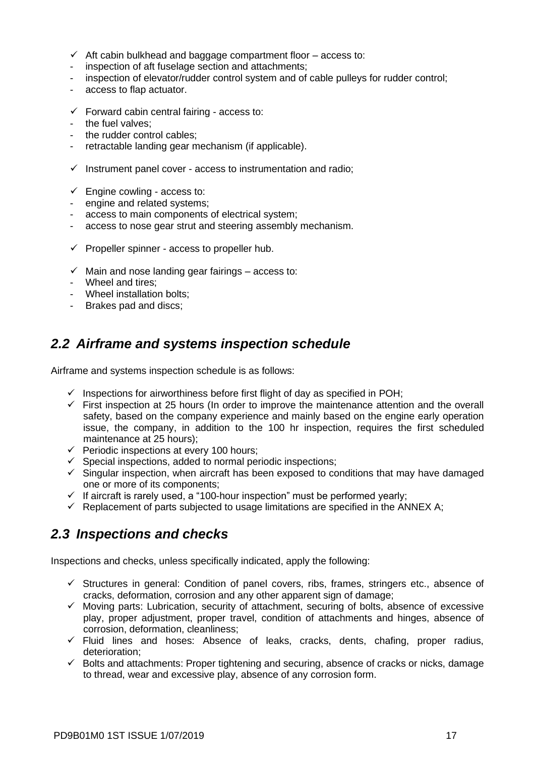- ✓ Aft cabin bulkhead and baggage compartment floor – access to:
- inspection of aft fuselage section and attachments;
- inspection of elevator/rudder control system and of cable pulleys for rudder control;
- access to flap actuator.

- ✓ Forward cabin central fairing - access to:
- the fuel valves;
- the rudder control cables;
- retractable landing gear mechanism (if applicable).

- ✓ Instrument panel cover - access to instrumentation and radio;

- ✓ Engine cowling - access to:
- engine and related systems;
- access to main components of electrical system;
- access to nose gear strut and steering assembly mechanism.

- ✓ Propeller spinner - access to propeller hub.

- ✓ Main and nose landing gear fairings – access to:
- Wheel and tires;
- Wheel installation bolts;
- Brakes pad and discs;

## *2.2 Airframe and systems inspection schedule*

Airframe and systems inspection schedule is as follows:

- ✓ Inspections for airworthiness before first flight of day as specified in POH;
- ✓ First inspection at 25 hours (In order to improve the maintenance attention and the overall safety, based on the company experience and mainly based on the engine early operation issue, the company, in addition to the 100 hr inspection, requires the first scheduled maintenance at 25 hours);
- ✓ Periodic inspections at every 100 hours;
- ✓ Special inspections, added to normal periodic inspections;
- ✓ Singular inspection, when aircraft has been exposed to conditions that may have damaged one or more of its components;
- ✓ If aircraft is rarely used, a "100-hour inspection" must be performed yearly;
- ✓ Replacement of parts subjected to usage limitations are specified in the ANNEX A;

## *2.3 Inspections and checks*

Inspections and checks, unless specifically indicated, apply the following:

- ✓ Structures in general: Condition of panel covers, ribs, frames, stringers etc., absence of cracks, deformation, corrosion and any other apparent sign of damage;
- ✓ Moving parts: Lubrication, security of attachment, securing of bolts, absence of excessive play, proper adjustment, proper travel, condition of attachments and hinges, absence of corrosion, deformation, cleanliness;
- ✓ Fluid lines and hoses: Absence of leaks, cracks, dents, chafing, proper radius, deterioration;
- ✓ Bolts and attachments: Proper tightening and securing, absence of cracks or nicks, damage to thread, wear and excessive play, absence of any corrosion form.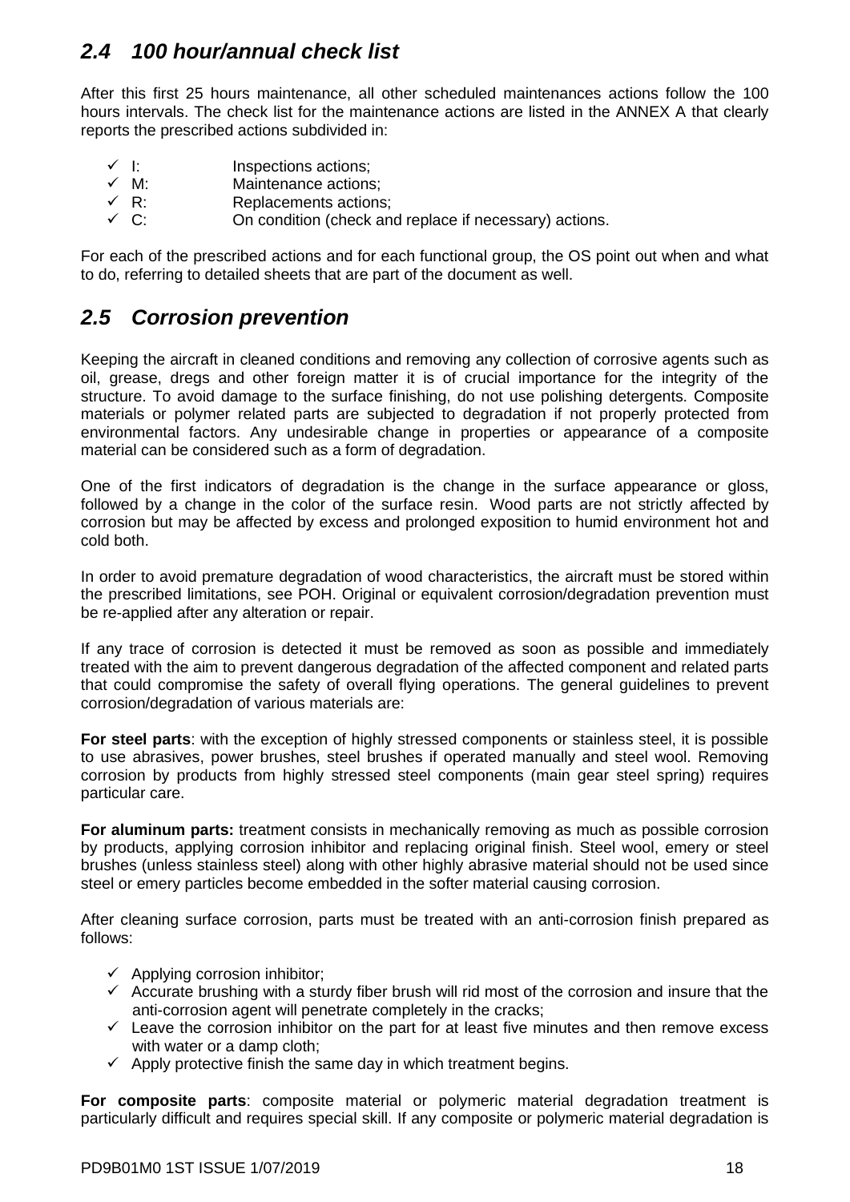## *2.4 100 hour/annual check list*

After this first 25 hours maintenance, all other scheduled maintenances actions follow the 100 hours intervals. The check list for the maintenance actions are listed in the ANNEX A that clearly reports the prescribed actions subdivided in:

- ✓ I: Inspections actions;
- ✓ M: Maintenance actions;
- ✓ R: Replacements actions;
- ✓ C: On condition (check and replace if necessary) actions.

For each of the prescribed actions and for each functional group, the OS point out when and what to do, referring to detailed sheets that are part of the document as well.

## *2.5 Corrosion prevention*

Keeping the aircraft in cleaned conditions and removing any collection of corrosive agents such as oil, grease, dregs and other foreign matter it is of crucial importance for the integrity of the structure. To avoid damage to the surface finishing, do not use polishing detergents. Composite materials or polymer related parts are subjected to degradation if not properly protected from environmental factors. Any undesirable change in properties or appearance of a composite material can be considered such as a form of degradation.

One of the first indicators of degradation is the change in the surface appearance or gloss, followed by a change in the color of the surface resin. Wood parts are not strictly affected by corrosion but may be affected by excess and prolonged exposition to humid environment hot and cold both.

In order to avoid premature degradation of wood characteristics, the aircraft must be stored within the prescribed limitations, see POH. Original or equivalent corrosion/degradation prevention must be re-applied after any alteration or repair.

If any trace of corrosion is detected it must be removed as soon as possible and immediately treated with the aim to prevent dangerous degradation of the affected component and related parts that could compromise the safety of overall flying operations. The general guidelines to prevent corrosion/degradation of various materials are:

**For steel parts**: with the exception of highly stressed components or stainless steel, it is possible to use abrasives, power brushes, steel brushes if operated manually and steel wool. Removing corrosion by products from highly stressed steel components (main gear steel spring) requires particular care.

**For aluminum parts:** treatment consists in mechanically removing as much as possible corrosion by products, applying corrosion inhibitor and replacing original finish. Steel wool, emery or steel brushes (unless stainless steel) along with other highly abrasive material should not be used since steel or emery particles become embedded in the softer material causing corrosion.

After cleaning surface corrosion, parts must be treated with an anti-corrosion finish prepared as follows:

- ✓ Applying corrosion inhibitor;
- ✓ Accurate brushing with a sturdy fiber brush will rid most of the corrosion and insure that the anti-corrosion agent will penetrate completely in the cracks;
- ✓ Leave the corrosion inhibitor on the part for at least five minutes and then remove excess with water or a damp cloth;
- ✓ Apply protective finish the same day in which treatment begins.

**For composite parts**: composite material or polymeric material degradation treatment is particularly difficult and requires special skill. If any composite or polymeric material degradation is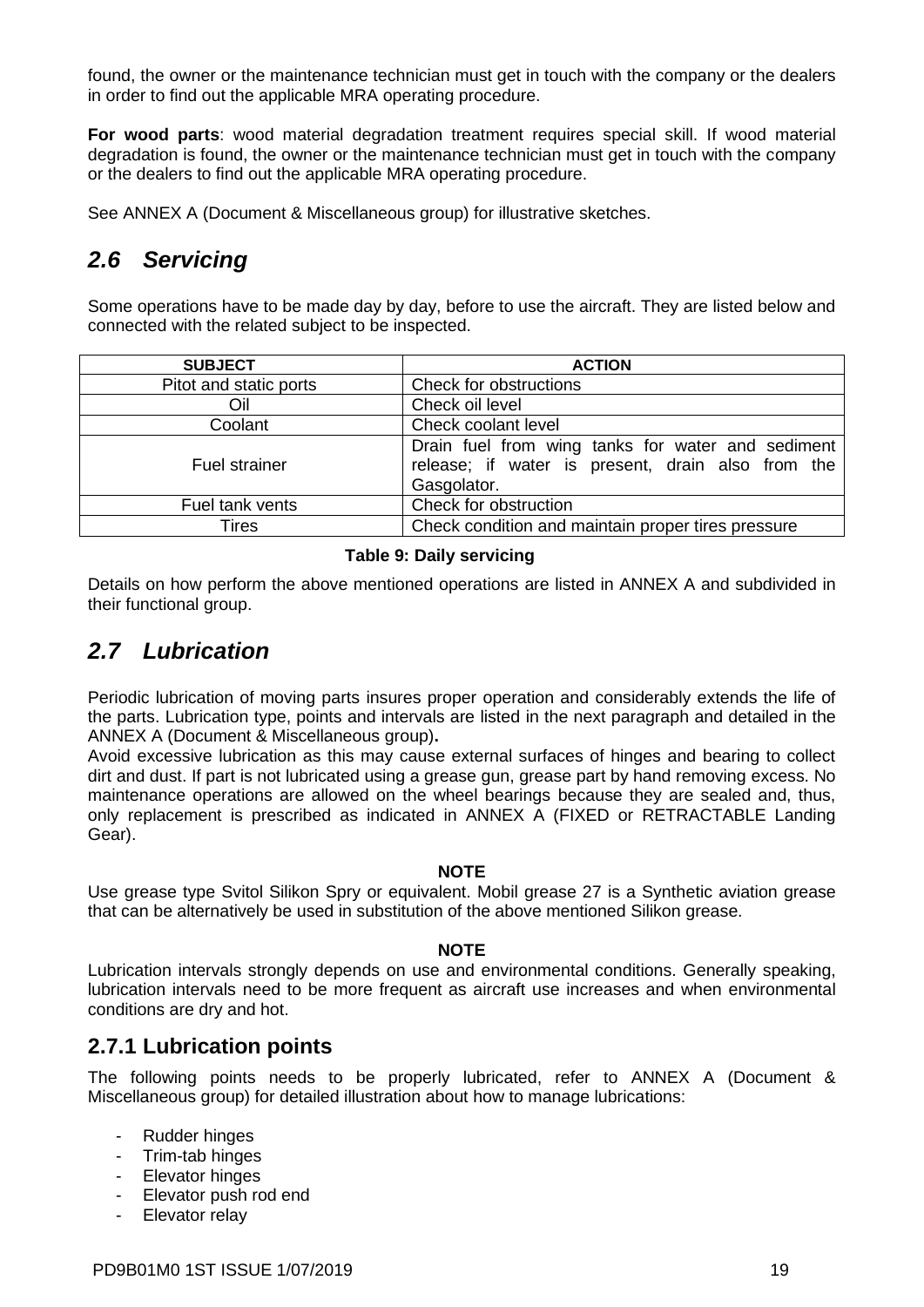found, the owner or the maintenance technician must get in touch with the company or the dealers in order to find out the applicable MRA operating procedure.

**For wood parts**: wood material degradation treatment requires special skill. If wood material degradation is found, the owner or the maintenance technician must get in touch with the company or the dealers to find out the applicable MRA operating procedure.

See ANNEX A (Document & Miscellaneous group) for illustrative sketches.

## *2.6 Servicing*

Some operations have to be made day by day, before to use the aircraft. They are listed below and connected with the related subject to be inspected.

| SUBJECT | ACTION |
|---|---|
| Pitot and static ports | Check for obstructions |
| Oil | Check oil level |
| Coolant | Check coolant level |
| Fuel strainer | Drain fuel from wing tanks for water and sediment release; if water is present, drain also from the Gasgolator. |
| Fuel tank vents | Check for obstruction |
| Tires | Check condition and maintain proper tires pressure |

**Table 9: Daily servicing**

Details on how perform the above mentioned operations are listed in ANNEX A and subdivided in their functional group.

## *2.7 Lubrication*

Periodic lubrication of moving parts insures proper operation and considerably extends the life of the parts. Lubrication type, points and intervals are listed in the next paragraph and detailed in the ANNEX A (Document & Miscellaneous group)**.**
Avoid excessive lubrication as this may cause external surfaces of hinges and bearing to collect dirt and dust. If part is not lubricated using a grease gun, grease part by hand removing excess. No maintenance operations are allowed on the wheel bearings because they are sealed and, thus, only replacement is prescribed as indicated in ANNEX A (FIXED or RETRACTABLE Landing Gear).

**NOTE**

Use grease type Svitol Silikon Spry or equivalent. Mobil grease 27 is a Synthetic aviation grease that can be alternatively be used in substitution of the above mentioned Silikon grease.

**NOTE**

Lubrication intervals strongly depends on use and environmental conditions. Generally speaking, lubrication intervals need to be more frequent as aircraft use increases and when environmental conditions are dry and hot.

### 2.7.1 Lubrication points

The following points needs to be properly lubricated, refer to ANNEX A (Document & Miscellaneous group) for detailed illustration about how to manage lubrications:

- Rudder hinges
- Trim-tab hinges
- Elevator hinges
- Elevator push rod end
- Elevator relay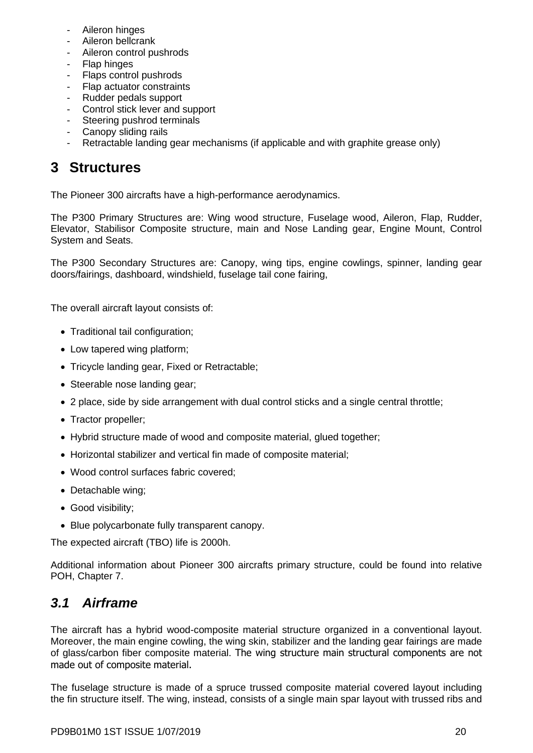- Aileron hinges
- Aileron bellcrank
- Aileron control pushrods
- Flap hinges
- Flaps control pushrods
- Flap actuator constraints
- Rudder pedals support
- Control stick lever and support
- Steering pushrod terminals
- Canopy sliding rails
- Retractable landing gear mechanisms (if applicable and with graphite grease only)

# 3 Structures

The Pioneer 300 aircrafts have a high-performance aerodynamics.

The P300 Primary Structures are: Wing wood structure, Fuselage wood, Aileron, Flap, Rudder, Elevator, Stabilisor Composite structure, main and Nose Landing gear, Engine Mount, Control System and Seats.

The P300 Secondary Structures are: Canopy, wing tips, engine cowlings, spinner, landing gear doors/fairings, dashboard, windshield, fuselage tail cone fairing,

The overall aircraft layout consists of:

- Traditional tail configuration;
- Low tapered wing platform;
- Tricycle landing gear, Fixed or Retractable;
- Steerable nose landing gear;
- 2 place, side by side arrangement with dual control sticks and a single central throttle;
- Tractor propeller;
- Hybrid structure made of wood and composite material, glued together;
- Horizontal stabilizer and vertical fin made of composite material;
- Wood control surfaces fabric covered;
- Detachable wing;
- Good visibility;
- Blue polycarbonate fully transparent canopy.

The expected aircraft (TBO) life is 2000h.

Additional information about Pioneer 300 aircrafts primary structure, could be found into relative POH, Chapter 7.

## *3.1 Airframe*

The aircraft has a hybrid wood-composite material structure organized in a conventional layout. Moreover, the main engine cowling, the wing skin, stabilizer and the landing gear fairings are made of glass/carbon fiber composite material. The wing structure main structural components are not made out of composite material.

The fuselage structure is made of a spruce trussed composite material covered layout including the fin structure itself. The wing, instead, consists of a single main spar layout with trussed ribs and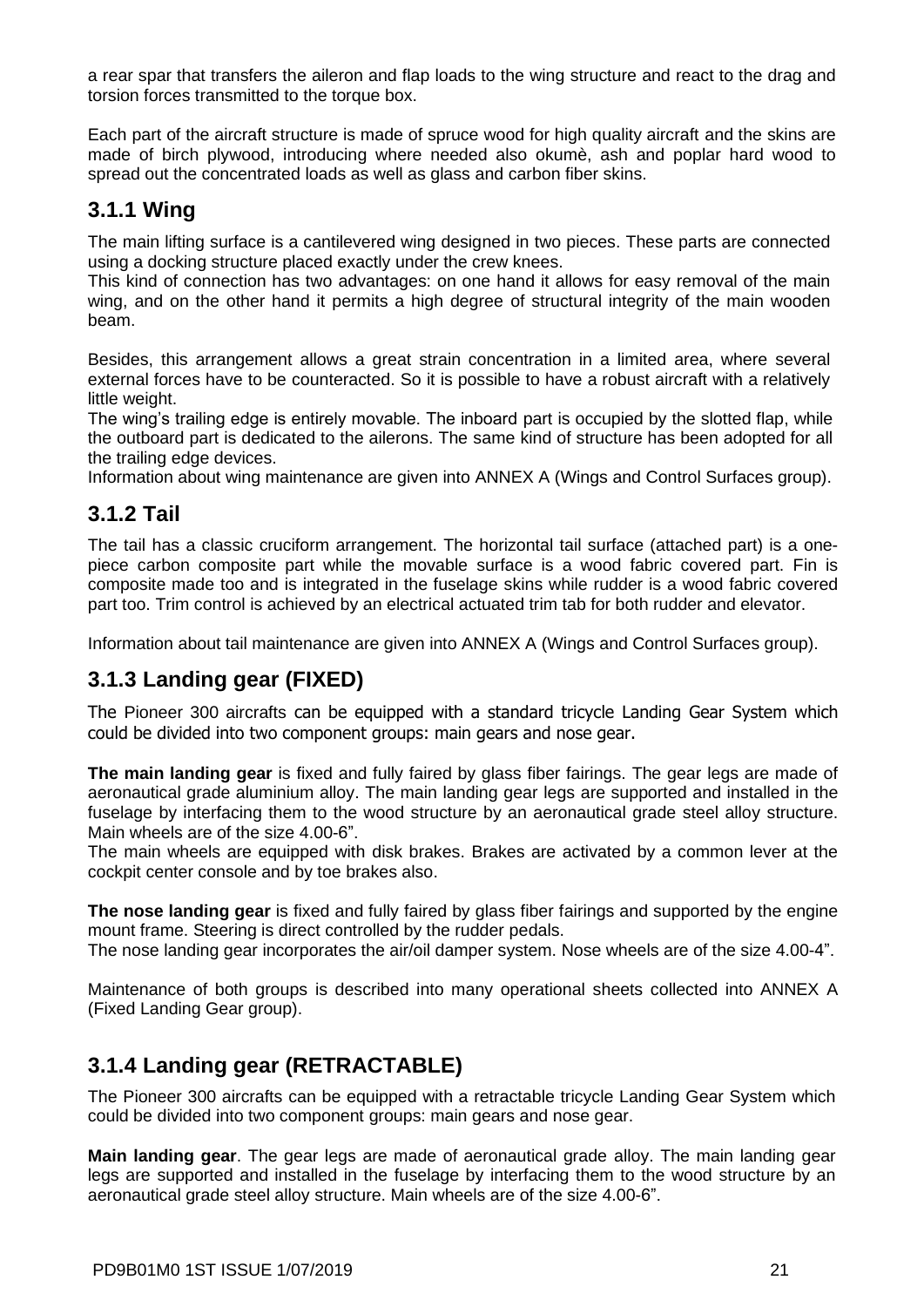a rear spar that transfers the aileron and flap loads to the wing structure and react to the drag and torsion forces transmitted to the torque box.

Each part of the aircraft structure is made of spruce wood for high quality aircraft and the skins are made of birch plywood, introducing where needed also okumè, ash and poplar hard wood to spread out the concentrated loads as well as glass and carbon fiber skins.

## 3.1.1 Wing

The main lifting surface is a cantilevered wing designed in two pieces. These parts are connected using a docking structure placed exactly under the crew knees.
This kind of connection has two advantages: on one hand it allows for easy removal of the main wing, and on the other hand it permits a high degree of structural integrity of the main wooden beam.

Besides, this arrangement allows a great strain concentration in a limited area, where several external forces have to be counteracted. So it is possible to have a robust aircraft with a relatively little weight.
The wing's trailing edge is entirely movable. The inboard part is occupied by the slotted flap, while the outboard part is dedicated to the ailerons. The same kind of structure has been adopted for all the trailing edge devices.
Information about wing maintenance are given into ANNEX A (Wings and Control Surfaces group).

## 3.1.2 Tail

The tail has a classic cruciform arrangement. The horizontal tail surface (attached part) is a one-piece carbon composite part while the movable surface is a wood fabric covered part. Fin is composite made too and is integrated in the fuselage skins while rudder is a wood fabric covered part too. Trim control is achieved by an electrical actuated trim tab for both rudder and elevator.

Information about tail maintenance are given into ANNEX A (Wings and Control Surfaces group).

## 3.1.3 Landing gear (FIXED)

The Pioneer 300 aircrafts can be equipped with a standard tricycle Landing Gear System which could be divided into two component groups: main gears and nose gear.

**The main landing gear** is fixed and fully faired by glass fiber fairings. The gear legs are made of aeronautical grade aluminium alloy. The main landing gear legs are supported and installed in the fuselage by interfacing them to the wood structure by an aeronautical grade steel alloy structure. Main wheels are of the size 4.00-6".
The main wheels are equipped with disk brakes. Brakes are activated by a common lever at the cockpit center console and by toe brakes also.

**The nose landing gear** is fixed and fully faired by glass fiber fairings and supported by the engine mount frame. Steering is direct controlled by the rudder pedals.
The nose landing gear incorporates the air/oil damper system. Nose wheels are of the size 4.00-4".

Maintenance of both groups is described into many operational sheets collected into ANNEX A (Fixed Landing Gear group).

## 3.1.4 Landing gear (RETRACTABLE)

The Pioneer 300 aircrafts can be equipped with a retractable tricycle Landing Gear System which could be divided into two component groups: main gears and nose gear.

**Main landing gear**. The gear legs are made of aeronautical grade alloy. The main landing gear legs are supported and installed in the fuselage by interfacing them to the wood structure by an aeronautical grade steel alloy structure. Main wheels are of the size 4.00-6".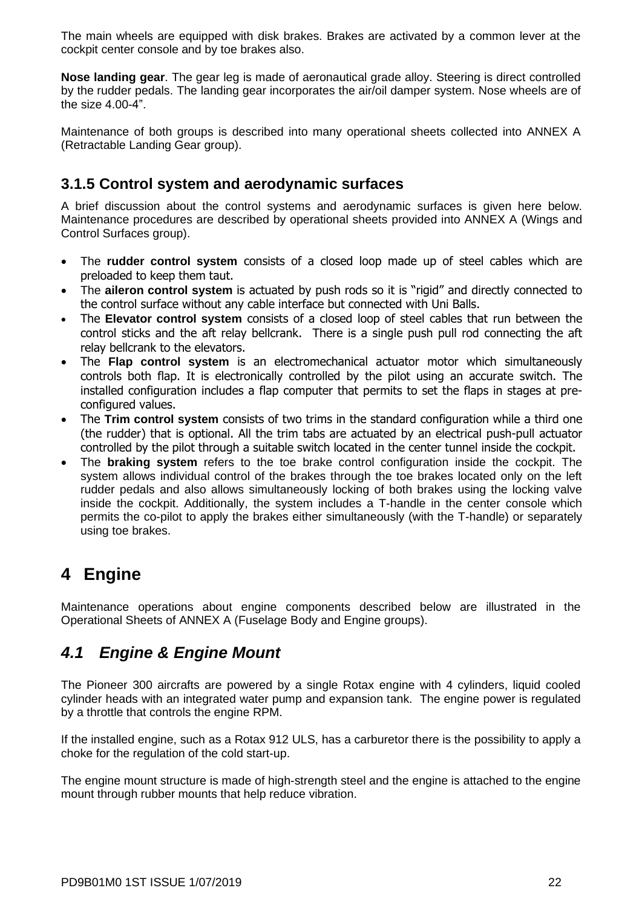The main wheels are equipped with disk brakes. Brakes are activated by a common lever at the cockpit center console and by toe brakes also.

**Nose landing gear**. The gear leg is made of aeronautical grade alloy. Steering is direct controlled by the rudder pedals. The landing gear incorporates the air/oil damper system. Nose wheels are of the size 4.00-4".

Maintenance of both groups is described into many operational sheets collected into ANNEX A (Retractable Landing Gear group).

### 3.1.5 Control system and aerodynamic surfaces

A brief discussion about the control systems and aerodynamic surfaces is given here below. Maintenance procedures are described by operational sheets provided into ANNEX A (Wings and Control Surfaces group).

- The **rudder control system** consists of a closed loop made up of steel cables which are preloaded to keep them taut.
- The **aileron control system** is actuated by push rods so it is "rigid" and directly connected to the control surface without any cable interface but connected with Uni Balls.
- The **Elevator control system** consists of a closed loop of steel cables that run between the control sticks and the aft relay bellcrank. There is a single push pull rod connecting the aft relay bellcrank to the elevators.
- The **Flap control system** is an electromechanical actuator motor which simultaneously controls both flap. It is electronically controlled by the pilot using an accurate switch. The installed configuration includes a flap computer that permits to set the flaps in stages at pre-configured values.
- The **Trim control system** consists of two trims in the standard configuration while a third one (the rudder) that is optional. All the trim tabs are actuated by an electrical push-pull actuator controlled by the pilot through a suitable switch located in the center tunnel inside the cockpit.
- The **braking system** refers to the toe brake control configuration inside the cockpit. The system allows individual control of the brakes through the toe brakes located only on the left rudder pedals and also allows simultaneously locking of both brakes using the locking valve inside the cockpit. Additionally, the system includes a T-handle in the center console which permits the co-pilot to apply the brakes either simultaneously (with the T-handle) or separately using toe brakes.

# 4 Engine

Maintenance operations about engine components described below are illustrated in the Operational Sheets of ANNEX A (Fuselage Body and Engine groups).

## *4.1 Engine & Engine Mount*

The Pioneer 300 aircrafts are powered by a single Rotax engine with 4 cylinders, liquid cooled cylinder heads with an integrated water pump and expansion tank. The engine power is regulated by a throttle that controls the engine RPM.

If the installed engine, such as a Rotax 912 ULS, has a carburetor there is the possibility to apply a choke for the regulation of the cold start-up.

The engine mount structure is made of high-strength steel and the engine is attached to the engine mount through rubber mounts that help reduce vibration.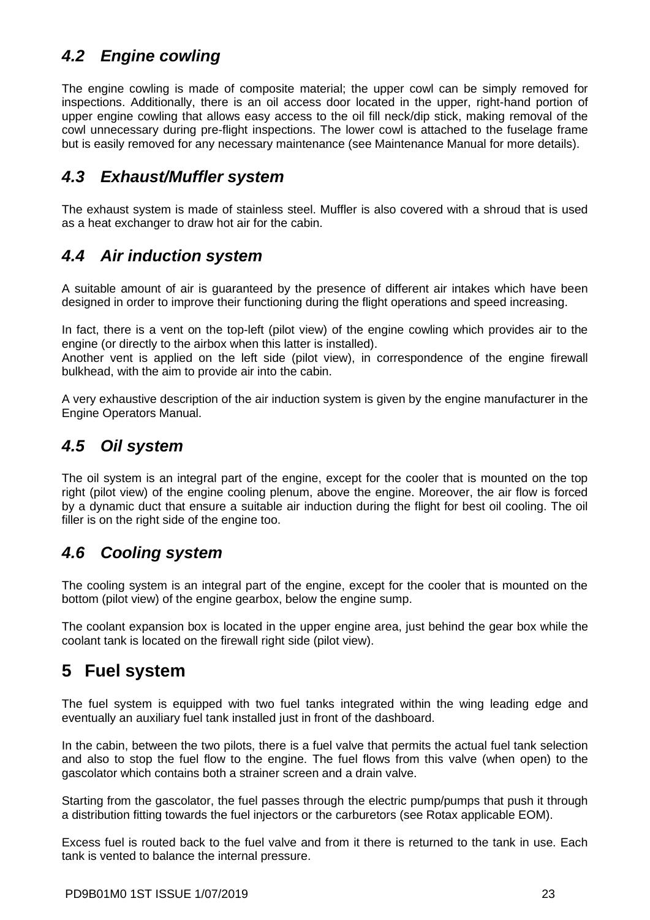## *4.2 Engine cowling*

The engine cowling is made of composite material; the upper cowl can be simply removed for inspections. Additionally, there is an oil access door located in the upper, right-hand portion of upper engine cowling that allows easy access to the oil fill neck/dip stick, making removal of the cowl unnecessary during pre-flight inspections. The lower cowl is attached to the fuselage frame but is easily removed for any necessary maintenance (see Maintenance Manual for more details).

## *4.3 Exhaust/Muffler system*

The exhaust system is made of stainless steel. Muffler is also covered with a shroud that is used as a heat exchanger to draw hot air for the cabin.

## *4.4 Air induction system*

A suitable amount of air is guaranteed by the presence of different air intakes which have been designed in order to improve their functioning during the flight operations and speed increasing.

In fact, there is a vent on the top-left (pilot view) of the engine cowling which provides air to the engine (or directly to the airbox when this latter is installed).
Another vent is applied on the left side (pilot view), in correspondence of the engine firewall bulkhead, with the aim to provide air into the cabin.

A very exhaustive description of the air induction system is given by the engine manufacturer in the Engine Operators Manual.

## *4.5 Oil system*

The oil system is an integral part of the engine, except for the cooler that is mounted on the top right (pilot view) of the engine cooling plenum, above the engine. Moreover, the air flow is forced by a dynamic duct that ensure a suitable air induction during the flight for best oil cooling. The oil filler is on the right side of the engine too.

## *4.6 Cooling system*

The cooling system is an integral part of the engine, except for the cooler that is mounted on the bottom (pilot view) of the engine gearbox, below the engine sump.

The coolant expansion box is located in the upper engine area, just behind the gear box while the coolant tank is located on the firewall right side (pilot view).

# 5 Fuel system

The fuel system is equipped with two fuel tanks integrated within the wing leading edge and eventually an auxiliary fuel tank installed just in front of the dashboard.

In the cabin, between the two pilots, there is a fuel valve that permits the actual fuel tank selection and also to stop the fuel flow to the engine. The fuel flows from this valve (when open) to the gascolator which contains both a strainer screen and a drain valve.

Starting from the gascolator, the fuel passes through the electric pump/pumps that push it through a distribution fitting towards the fuel injectors or the carburetors (see Rotax applicable EOM).

Excess fuel is routed back to the fuel valve and from it there is returned to the tank in use. Each tank is vented to balance the internal pressure.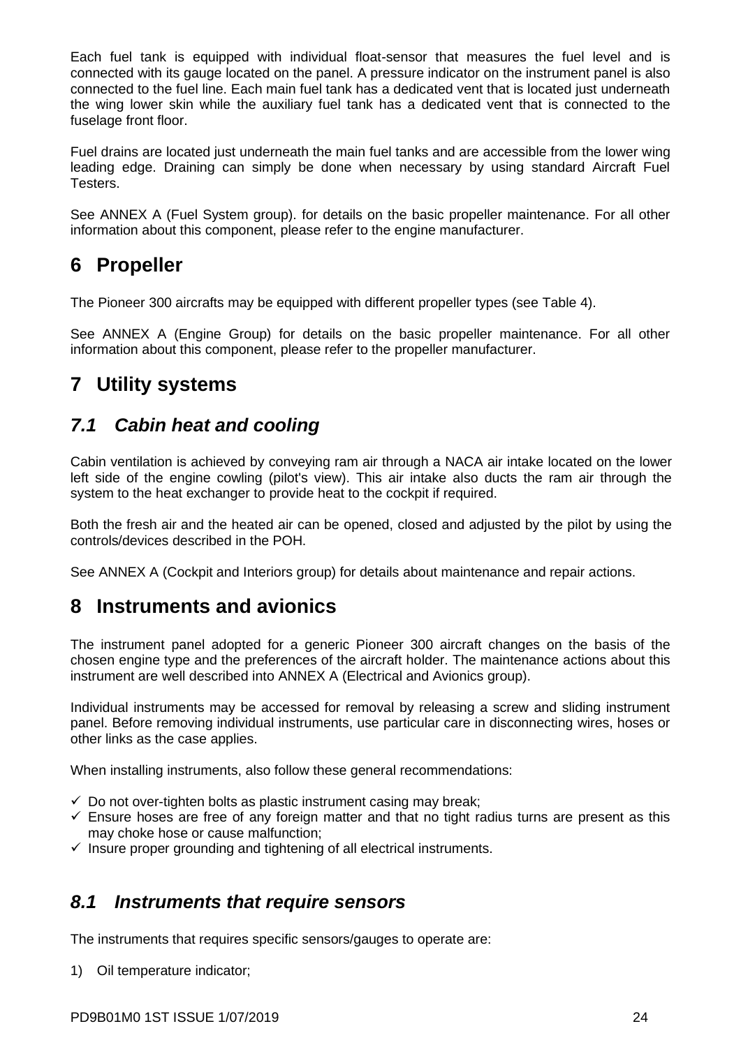Each fuel tank is equipped with individual float-sensor that measures the fuel level and is connected with its gauge located on the panel. A pressure indicator on the instrument panel is also connected to the fuel line. Each main fuel tank has a dedicated vent that is located just underneath the wing lower skin while the auxiliary fuel tank has a dedicated vent that is connected to the fuselage front floor.

Fuel drains are located just underneath the main fuel tanks and are accessible from the lower wing leading edge. Draining can simply be done when necessary by using standard Aircraft Fuel Testers.

See ANNEX A (Fuel System group). for details on the basic propeller maintenance. For all other information about this component, please refer to the engine manufacturer.

# 6 Propeller

The Pioneer 300 aircrafts may be equipped with different propeller types (see Table 4).

See ANNEX A (Engine Group) for details on the basic propeller maintenance. For all other information about this component, please refer to the propeller manufacturer.

# 7 Utility systems

## *7.1 Cabin heat and cooling*

Cabin ventilation is achieved by conveying ram air through a NACA air intake located on the lower left side of the engine cowling (pilot's view). This air intake also ducts the ram air through the system to the heat exchanger to provide heat to the cockpit if required.

Both the fresh air and the heated air can be opened, closed and adjusted by the pilot by using the controls/devices described in the POH.

See ANNEX A (Cockpit and Interiors group) for details about maintenance and repair actions.

# 8 Instruments and avionics

The instrument panel adopted for a generic Pioneer 300 aircraft changes on the basis of the chosen engine type and the preferences of the aircraft holder. The maintenance actions about this instrument are well described into ANNEX A (Electrical and Avionics group).

Individual instruments may be accessed for removal by releasing a screw and sliding instrument panel. Before removing individual instruments, use particular care in disconnecting wires, hoses or other links as the case applies.

When installing instruments, also follow these general recommendations:

- ✓ Do not over-tighten bolts as plastic instrument casing may break;
- ✓ Ensure hoses are free of any foreign matter and that no tight radius turns are present as this may choke hose or cause malfunction;
- ✓ Insure proper grounding and tightening of all electrical instruments.

## *8.1 Instruments that require sensors*

The instruments that requires specific sensors/gauges to operate are:

1) Oil temperature indicator;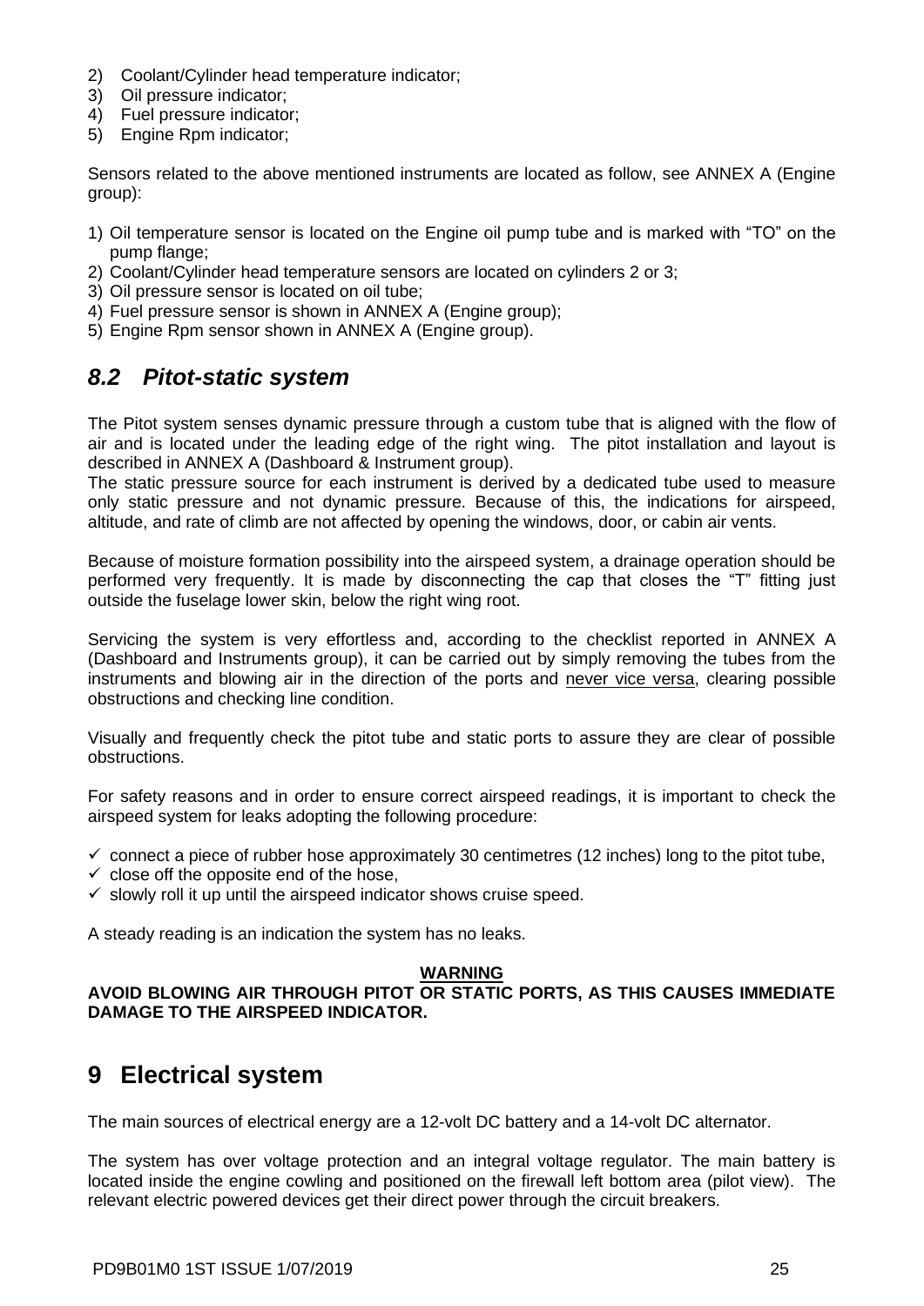2) Coolant/Cylinder head temperature indicator;
3) Oil pressure indicator;
4) Fuel pressure indicator;
5) Engine Rpm indicator;

Sensors related to the above mentioned instruments are located as follow, see ANNEX A (Engine group):

1) Oil temperature sensor is located on the Engine oil pump tube and is marked with “TO” on the pump flange;
2) Coolant/Cylinder head temperature sensors are located on cylinders 2 or 3;
3) Oil pressure sensor is located on oil tube;
4) Fuel pressure sensor is shown in ANNEX A (Engine group);
5) Engine Rpm sensor shown in ANNEX A (Engine group).

## *8.2 Pitot-static system*

The Pitot system senses dynamic pressure through a custom tube that is aligned with the flow of air and is located under the leading edge of the right wing. The pitot installation and layout is described in ANNEX A (Dashboard & Instrument group).
The static pressure source for each instrument is derived by a dedicated tube used to measure only static pressure and not dynamic pressure. Because of this, the indications for airspeed, altitude, and rate of climb are not affected by opening the windows, door, or cabin air vents.

Because of moisture formation possibility into the airspeed system, a drainage operation should be performed very frequently. It is made by disconnecting the cap that closes the “T” fitting just outside the fuselage lower skin, below the right wing root.

Servicing the system is very effortless and, according to the checklist reported in ANNEX A (Dashboard and Instruments group), it can be carried out by simply removing the tubes from the instruments and blowing air in the direction of the ports and <u>never vice versa</u>, clearing possible obstructions and checking line condition.

Visually and frequently check the pitot tube and static ports to assure they are clear of possible obstructions.

For safety reasons and in order to ensure correct airspeed readings, it is important to check the airspeed system for leaks adopting the following procedure:

- ✓ connect a piece of rubber hose approximately 30 centimetres (12 inches) long to the pitot tube,
- ✓ close off the opposite end of the hose,
- ✓ slowly roll it up until the airspeed indicator shows cruise speed.

A steady reading is an indication the system has no leaks.

**<u>WARNING</u>**
**AVOID BLOWING AIR THROUGH PITOT OR STATIC PORTS, AS THIS CAUSES IMMEDIATE DAMAGE TO THE AIRSPEED INDICATOR.**

# 9 Electrical system

The main sources of electrical energy are a 12-volt DC battery and a 14-volt DC alternator.

The system has over voltage protection and an integral voltage regulator. The main battery is located inside the engine cowling and positioned on the firewall left bottom area (pilot view). The relevant electric powered devices get their direct power through the circuit breakers.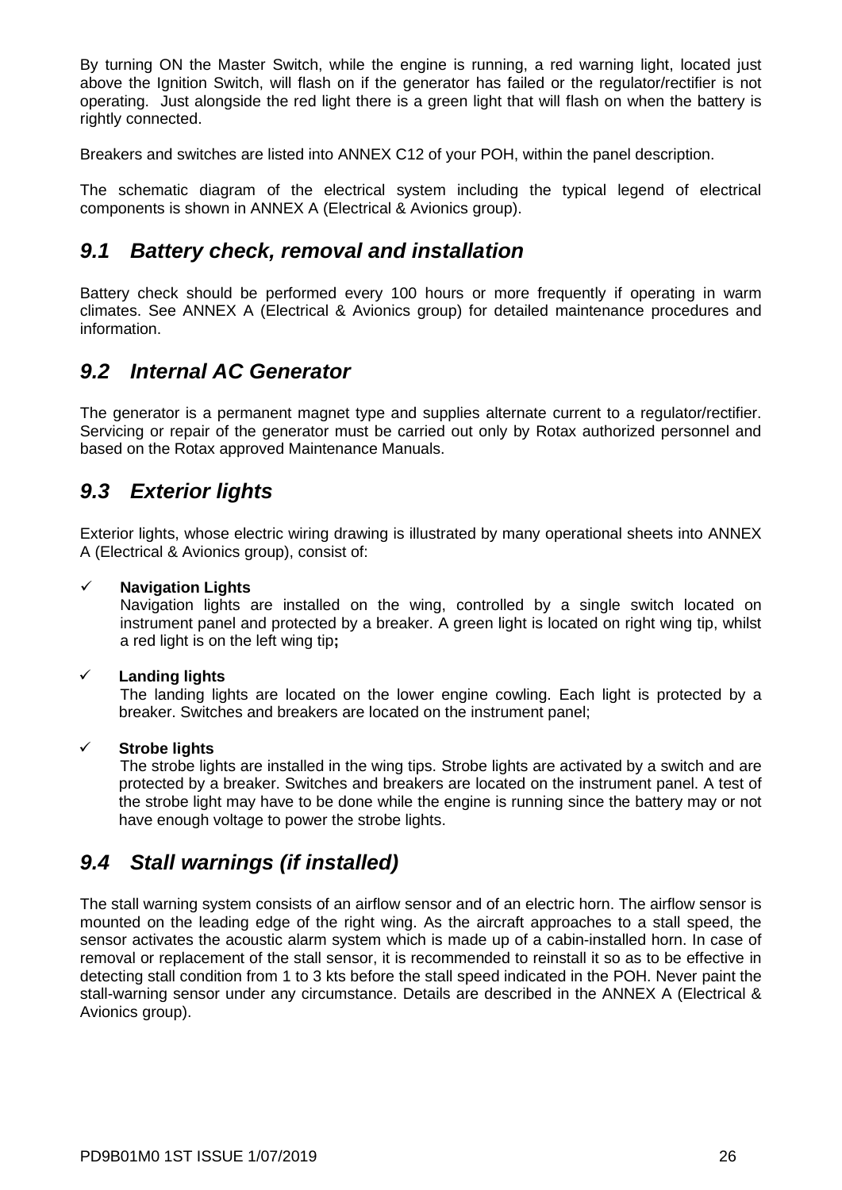By turning ON the Master Switch, while the engine is running, a red warning light, located just above the Ignition Switch, will flash on if the generator has failed or the regulator/rectifier is not operating. Just alongside the red light there is a green light that will flash on when the battery is rightly connected.

Breakers and switches are listed into ANNEX C12 of your POH, within the panel description.

The schematic diagram of the electrical system including the typical legend of electrical components is shown in ANNEX A (Electrical & Avionics group).

## *9.1 Battery check, removal and installation*

Battery check should be performed every 100 hours or more frequently if operating in warm climates. See ANNEX A (Electrical & Avionics group) for detailed maintenance procedures and information.

## *9.2 Internal AC Generator*

The generator is a permanent magnet type and supplies alternate current to a regulator/rectifier. Servicing or repair of the generator must be carried out only by Rotax authorized personnel and based on the Rotax approved Maintenance Manuals.

## *9.3 Exterior lights*

Exterior lights, whose electric wiring drawing is illustrated by many operational sheets into ANNEX A (Electrical & Avionics group), consist of:

- ✓ **Navigation Lights**
  Navigation lights are installed on the wing, controlled by a single switch located on instrument panel and protected by a breaker. A green light is located on right wing tip, whilst a red light is on the left wing tip**;**

- ✓ **Landing lights**
  The landing lights are located on the lower engine cowling. Each light is protected by a breaker. Switches and breakers are located on the instrument panel;

- ✓ **Strobe lights**
  The strobe lights are installed in the wing tips. Strobe lights are activated by a switch and are protected by a breaker. Switches and breakers are located on the instrument panel. A test of the strobe light may have to be done while the engine is running since the battery may or not have enough voltage to power the strobe lights.

## *9.4 Stall warnings (if installed)*

The stall warning system consists of an airflow sensor and of an electric horn. The airflow sensor is mounted on the leading edge of the right wing. As the aircraft approaches to a stall speed, the sensor activates the acoustic alarm system which is made up of a cabin-installed horn. In case of removal or replacement of the stall sensor, it is recommended to reinstall it so as to be effective in detecting stall condition from 1 to 3 kts before the stall speed indicated in the POH. Never paint the stall-warning sensor under any circumstance. Details are described in the ANNEX A (Electrical & Avionics group).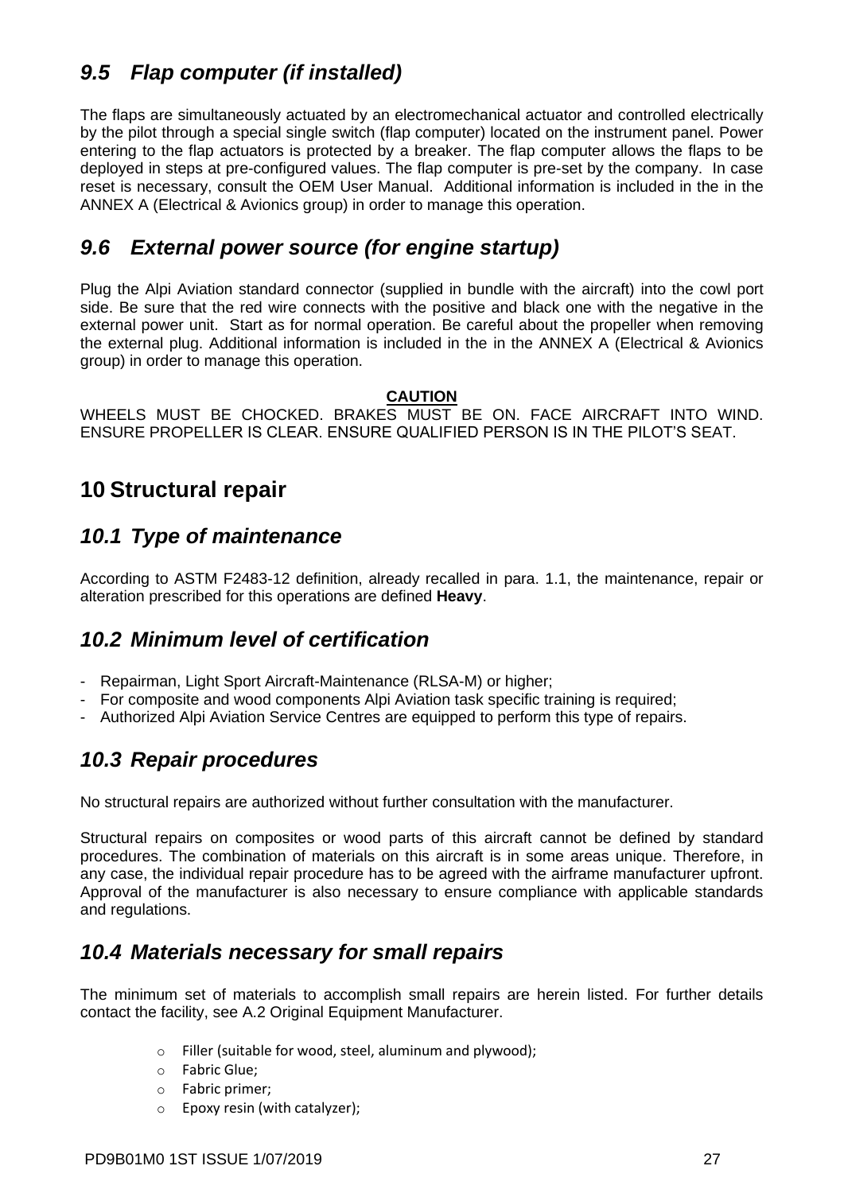## *9.5 Flap computer (if installed)*

The flaps are simultaneously actuated by an electromechanical actuator and controlled electrically by the pilot through a special single switch (flap computer) located on the instrument panel. Power entering to the flap actuators is protected by a breaker. The flap computer allows the flaps to be deployed in steps at pre-configured values. The flap computer is pre-set by the company. In case reset is necessary, consult the OEM User Manual. Additional information is included in the in the ANNEX A (Electrical & Avionics group) in order to manage this operation.

## *9.6 External power source (for engine startup)*

Plug the Alpi Aviation standard connector (supplied in bundle with the aircraft) into the cowl port side. Be sure that the red wire connects with the positive and black one with the negative in the external power unit. Start as for normal operation. Be careful about the propeller when removing the external plug. Additional information is included in the in the ANNEX A (Electrical & Avionics group) in order to manage this operation.

**CAUTION**

WHEELS MUST BE CHOCKED. BRAKES MUST BE ON. FACE AIRCRAFT INTO WIND. ENSURE PROPELLER IS CLEAR. ENSURE QUALIFIED PERSON IS IN THE PILOT'S SEAT.

# 10 Structural repair

## *10.1 Type of maintenance*

According to ASTM F2483-12 definition, already recalled in para. 1.1, the maintenance, repair or alteration prescribed for this operations are defined **Heavy**.

## *10.2 Minimum level of certification*

- Repairman, Light Sport Aircraft-Maintenance (RLSA-M) or higher;
- For composite and wood components Alpi Aviation task specific training is required;
- Authorized Alpi Aviation Service Centres are equipped to perform this type of repairs.

## *10.3 Repair procedures*

No structural repairs are authorized without further consultation with the manufacturer.

Structural repairs on composites or wood parts of this aircraft cannot be defined by standard procedures. The combination of materials on this aircraft is in some areas unique. Therefore, in any case, the individual repair procedure has to be agreed with the airframe manufacturer upfront. Approval of the manufacturer is also necessary to ensure compliance with applicable standards and regulations.

## *10.4 Materials necessary for small repairs*

The minimum set of materials to accomplish small repairs are herein listed. For further details contact the facility, see A.2 Original Equipment Manufacturer.

- Filler (suitable for wood, steel, aluminum and plywood);
- Fabric Glue;
- Fabric primer;
- Epoxy resin (with catalyzer);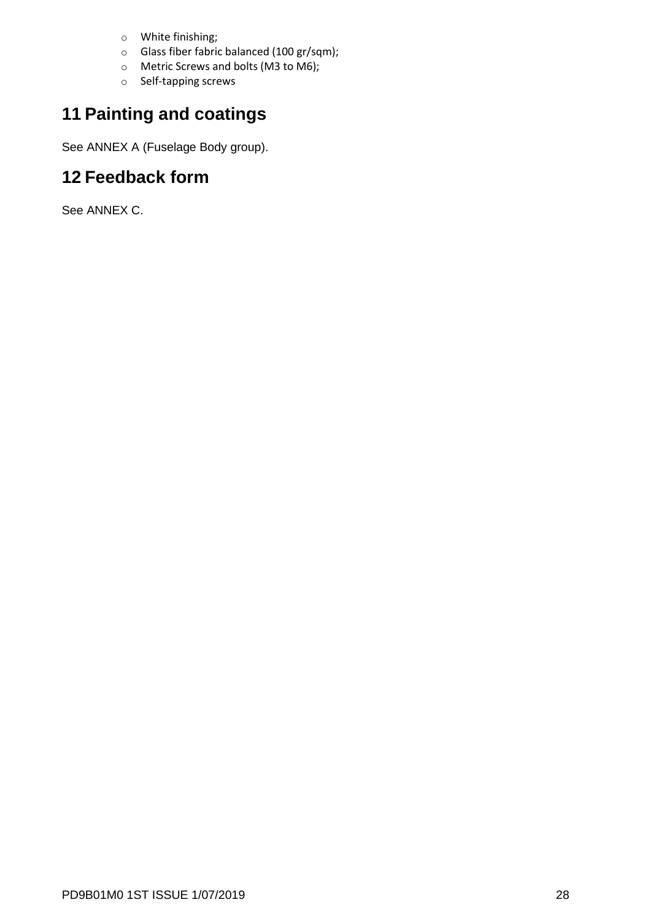- White finishing;
- Glass fiber fabric balanced (100 gr/sqm);
- Metric Screws and bolts (M3 to M6);
- Self-tapping screws

# 11 Painting and coatings

See ANNEX A (Fuselage Body group).

# 12 Feedback form

See ANNEX C.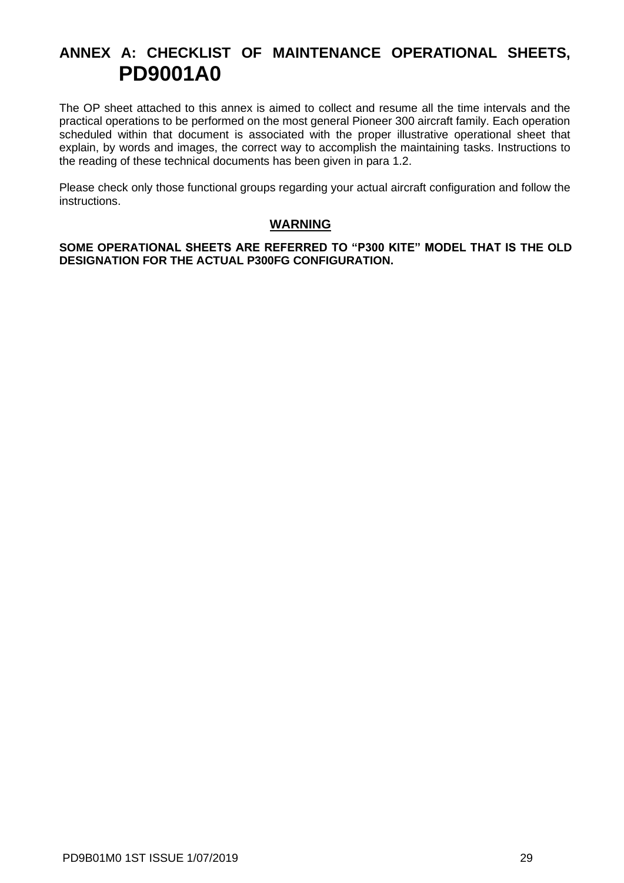# ANNEX A: CHECKLIST OF MAINTENANCE OPERATIONAL SHEETS, PD9001A0

The OP sheet attached to this annex is aimed to collect and resume all the time intervals and the practical operations to be performed on the most general Pioneer 300 aircraft family. Each operation scheduled within that document is associated with the proper illustrative operational sheet that explain, by words and images, the correct way to accomplish the maintaining tasks. Instructions to the reading of these technical documents has been given in para 1.2.

Please check only those functional groups regarding your actual aircraft configuration and follow the instructions.

**WARNING**

**SOME OPERATIONAL SHEETS ARE REFERRED TO “P300 KITE” MODEL THAT IS THE OLD DESIGNATION FOR THE ACTUAL P300FG CONFIGURATION.**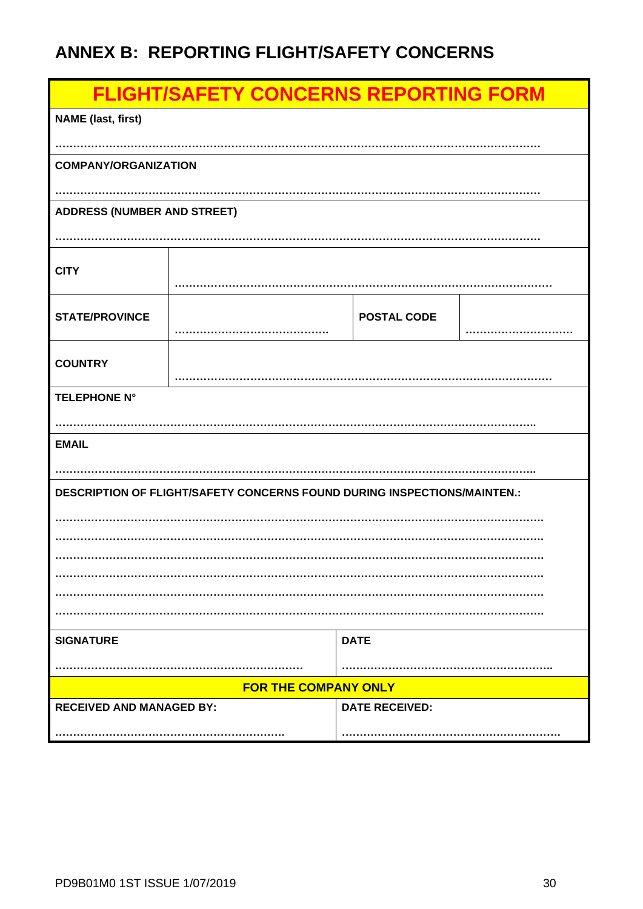## ANNEX B: REPORTING FLIGHT/SAFETY CONCERNS

| FLIGHT/SAFETY CONCERNS REPORTING FORM | | | |
|---|---|---|---|
| **NAME (last, first)**<br>………………………………………………………………………………………………………… | | | |
| **COMPANY/ORGANIZATION**<br>………………………………………………………………………………………………………… | | | |
| **ADDRESS (NUMBER AND STREET)**<br>………………………………………………………………………………………………………… | | | |
| **CITY** | ………………………………………………………………………………………… | | |
| **STATE/PROVINCE** | …………………………………… | **POSTAL CODE** | ………………………… |
| **COUNTRY** | ………………………………………………………………………………………… | | |
| **TELEPHONE N°**<br>………………………………………………………………………………………………………….. | | | |
| **EMAIL**<br>………………………………………………………………………………………………………….. | | | |
| **DESCRIPTION OF FLIGHT/SAFETY CONCERNS FOUND DURING INSPECTIONS/MAINTEN.:**<br>…………………………………………………………………………………………………………<br>…………………………………………………………………………………………………………<br>…………………………………………………………………………………………………………<br>…………………………………………………………………………………………………………<br>…………………………………………………………………………………………………………<br>………………………………………………………………………………………………………… | | | |
| **SIGNATURE**<br>………………………………………………………… | | **DATE**<br>………………………………………………….. | |
| **FOR THE COMPANY ONLY** | | | |
| **RECEIVED AND MANAGED BY:**<br>………………………………………………………. | | **DATE RECEIVED:**<br>…………………………………………………….. | |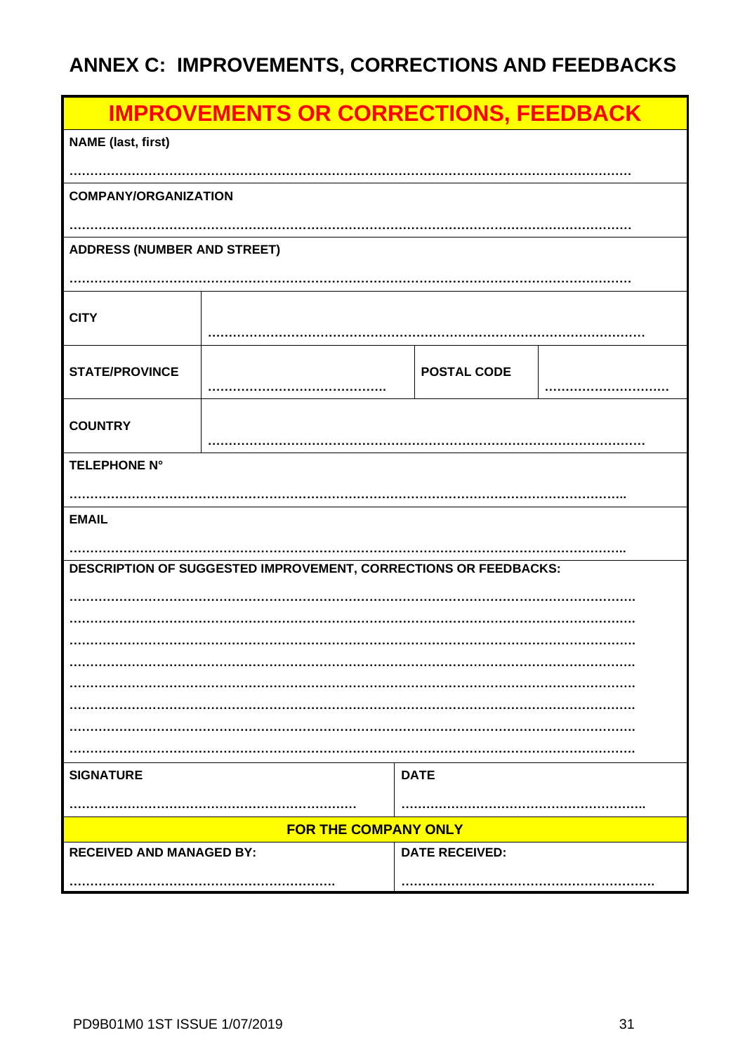## ANNEX C: IMPROVEMENTS, CORRECTIONS AND FEEDBACKS

| IMPROVEMENTS OR CORRECTIONS, FEEDBACK | | | |
|---|---|---|---|
| **NAME (last, first)** ……………………………………………………………………… | | | |
| **COMPANY/ORGANIZATION** ……………………………………………………………………… | | | |
| **ADDRESS (NUMBER AND STREET)** ……………………………………………………………………… | | | |
| **CITY** | ……………………………………………………………… | | |
| **STATE/PROVINCE** | ……………………………… | **POSTAL CODE** | ……………………… |
| **COUNTRY** | ……………………………………………………………… | | |
| **TELEPHONE N°** ……………………………………………………………………… | | | |
| **EMAIL** ……………………………………………………………………… | | | |
| **DESCRIPTION OF SUGGESTED IMPROVEMENT, CORRECTIONS OR FEEDBACKS:** ……………………………………………………………………… ……………………………………………………………………… ……………………………………………………………………… ……………………………………………………………………… ……………………………………………………………………… ……………………………………………………………………… ……………………………………………………………………… ……………………………………………………………………… | | | |
| **SIGNATURE** ……………………………………………… | | **DATE** ……………………………………………… | |
| **FOR THE COMPANY ONLY** | | | |
| **RECEIVED AND MANAGED BY:** ……………………………………………… | | **DATE RECEIVED:** ……………………………………………… | |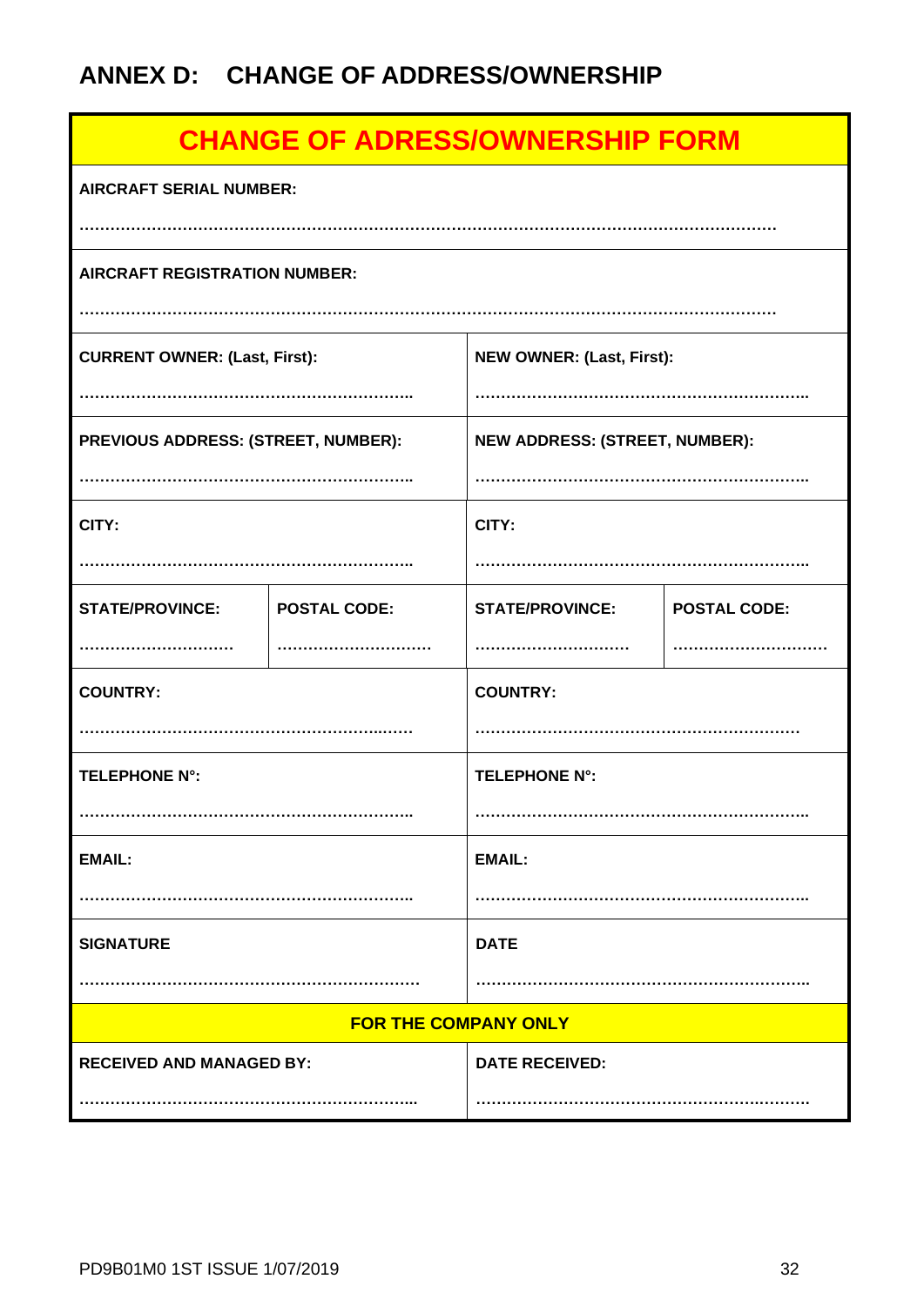## ANNEX D: CHANGE OF ADDRESS/OWNERSHIP

| CHANGE OF ADRESS/OWNERSHIP FORM | | | |
|---|---|---|---|
| **AIRCRAFT SERIAL NUMBER:** ………………………………………………………………………………………………………… | | | |
| **AIRCRAFT REGISTRATION NUMBER:** ………………………………………………………………………………………………………… | | | |
| **CURRENT OWNER: (Last, First):** ……………………………………………………….. | | **NEW OWNER: (Last, First):** ……………………………………………………….. | |
| **PREVIOUS ADDRESS: (STREET, NUMBER):** ……………………………………………………….. | | **NEW ADDRESS: (STREET, NUMBER):** ……………………………………………………….. | |
| **CITY:** ……………………………………………………….. | | **CITY:** ……………………………………………………….. | |
| **STATE/PROVINCE:** ……………………… | **POSTAL CODE:** ……………………… | **STATE/PROVINCE:** ……………………… | **POSTAL CODE:** ……………………… |
| **COUNTRY:** ……………………………………………………….. | | **COUNTRY:** ……………………………………………………….. | |
| **TELEPHONE N°:** ……………………………………………………….. | | **TELEPHONE N°:** ……………………………………………………….. | |
| **EMAIL:** ……………………………………………………….. | | **EMAIL:** ……………………………………………………….. | |
| **SIGNATURE** ……………………………………………………….. | | **DATE** ……………………………………………………….. | |
| **FOR THE COMPANY ONLY** | | | |
| **RECEIVED AND MANAGED BY:** ……………………………………………………….. | | **DATE RECEIVED:** ……………………………………………………….. | |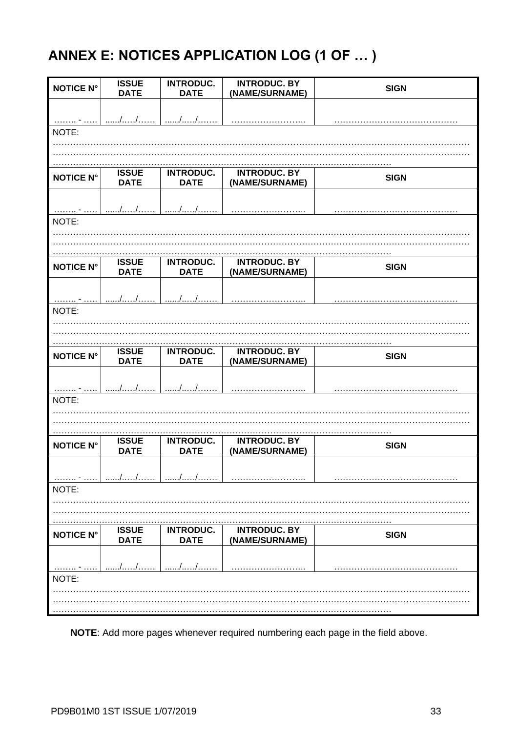# ANNEX E: NOTICES APPLICATION LOG (1 OF … )

| NOTICE N° | ISSUE DATE | INTRODUC. DATE | INTRODUC. BY (NAME/SURNAME) | SIGN |
|---|---|---|---|---|
| …….. - ….. | ....../…../…… | ....../…../……. | …………………….. | …………………………………… |
| NOTE: ……………………………………………………………………………………………………………………… ……………………………………………………………………………………………………………………… ……………………………………………………………………………………………………… | | | | |
| **NOTICE N°** | **ISSUE DATE** | **INTRODUC. DATE** | **INTRODUC. BY (NAME/SURNAME)** | **SIGN** |
| …….. - ….. | ....../…../…… | ....../…../……. | …………………….. | …………………………………… |
| NOTE: ……………………………………………………………………………………………………………………… ……………………………………………………………………………………………………………………… ……………………………………………………………………………………………………… | | | | |
| **NOTICE N°** | **ISSUE DATE** | **INTRODUC. DATE** | **INTRODUC. BY (NAME/SURNAME)** | **SIGN** |
| …….. - ….. | ....../…../…… | ....../…../……. | …………………….. | …………………………………… |
| NOTE: ……………………………………………………………………………………………………………………… ……………………………………………………………………………………………………………………… ……………………………………………………………………………………………………… | | | | |
| **NOTICE N°** | **ISSUE DATE** | **INTRODUC. DATE** | **INTRODUC. BY (NAME/SURNAME)** | **SIGN** |
| …….. - ….. | ....../…../…… | ....../…../……. | …………………….. | …………………………………… |
| NOTE: ……………………………………………………………………………………………………………………… ……………………………………………………………………………………………………………………… ……………………………………………………………………………………………………… | | | | |
| **NOTICE N°** | **ISSUE DATE** | **INTRODUC. DATE** | **INTRODUC. BY (NAME/SURNAME)** | **SIGN** |
| …….. - ….. | ....../…../…… | ....../…../……. | …………………….. | …………………………………… |
| NOTE: ……………………………………………………………………………………………………………………… ……………………………………………………………………………………………………………………… ……………………………………………………………………………………………………… | | | | |
| **NOTICE N°** | **ISSUE DATE** | **INTRODUC. DATE** | **INTRODUC. BY (NAME/SURNAME)** | **SIGN** |
| …….. - ….. | ....../…../…… | ....../…../……. | …………………….. | …………………………………… |
| NOTE: ……………………………………………………………………………………………………………………… ……………………………………………………………………………………………………………………… ……………………………………………………………………………………………………… | | | | |

**NOTE**: Add more pages whenever required numbering each page in the field above.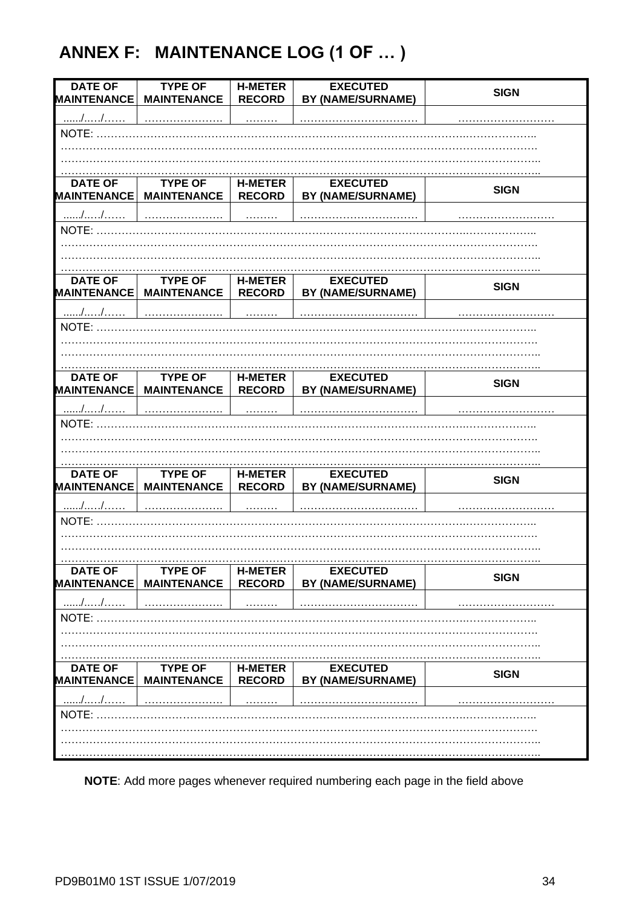# ANNEX F:   MAINTENANCE LOG (1 OF … )

| DATE OF MAINTENANCE | TYPE OF MAINTENANCE | H-METER RECORD | EXECUTED BY (NAME/SURNAME) | SIGN |
|---|---|---|---|---|
| ....../...../…… | …………………. | ……… | …………………………… | ……………………… |
| NOTE: ……………………………………………………………………………………………………………… | | | | |
| DATE OF MAINTENANCE | TYPE OF MAINTENANCE | H-METER RECORD | EXECUTED BY (NAME/SURNAME) | SIGN |
| ....../...../…… | …………………. | ……… | …………………………… | ……………………… |
| NOTE: ……………………………………………………………………………………………………………… | | | | |
| DATE OF MAINTENANCE | TYPE OF MAINTENANCE | H-METER RECORD | EXECUTED BY (NAME/SURNAME) | SIGN |
| ....../...../…… | …………………. | ……… | …………………………… | ……………………… |
| NOTE: ……………………………………………………………………………………………………………… | | | | |
| DATE OF MAINTENANCE | TYPE OF MAINTENANCE | H-METER RECORD | EXECUTED BY (NAME/SURNAME) | SIGN |
| ....../...../…… | …………………. | ……… | …………………………… | ……………………… |
| NOTE: ……………………………………………………………………………………………………………… | | | | |
| DATE OF MAINTENANCE | TYPE OF MAINTENANCE | H-METER RECORD | EXECUTED BY (NAME/SURNAME) | SIGN |
| ....../...../…… | …………………. | ……… | …………………………… | ……………………… |
| NOTE: ……………………………………………………………………………………………………………… | | | | |
| DATE OF MAINTENANCE | TYPE OF MAINTENANCE | H-METER RECORD | EXECUTED BY (NAME/SURNAME) | SIGN |
| ....../...../…… | …………………. | ……… | …………………………… | ……………………… |
| NOTE: ……………………………………………………………………………………………………………… | | | | |
| DATE OF MAINTENANCE | TYPE OF MAINTENANCE | H-METER RECORD | EXECUTED BY (NAME/SURNAME) | SIGN |
| ....../...../…… | …………………. | ……… | …………………………… | ……………………… |
| NOTE: ……………………………………………………………………………………………………………… | | | | |

**NOTE**: Add more pages whenever required numbering each page in the field above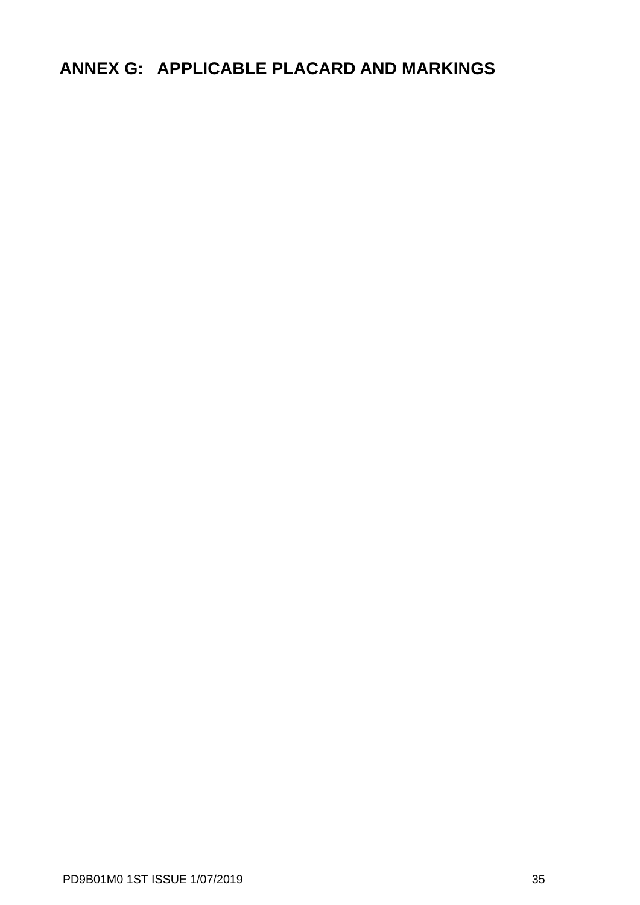# ANNEX G: APPLICABLE PLACARD AND MARKINGS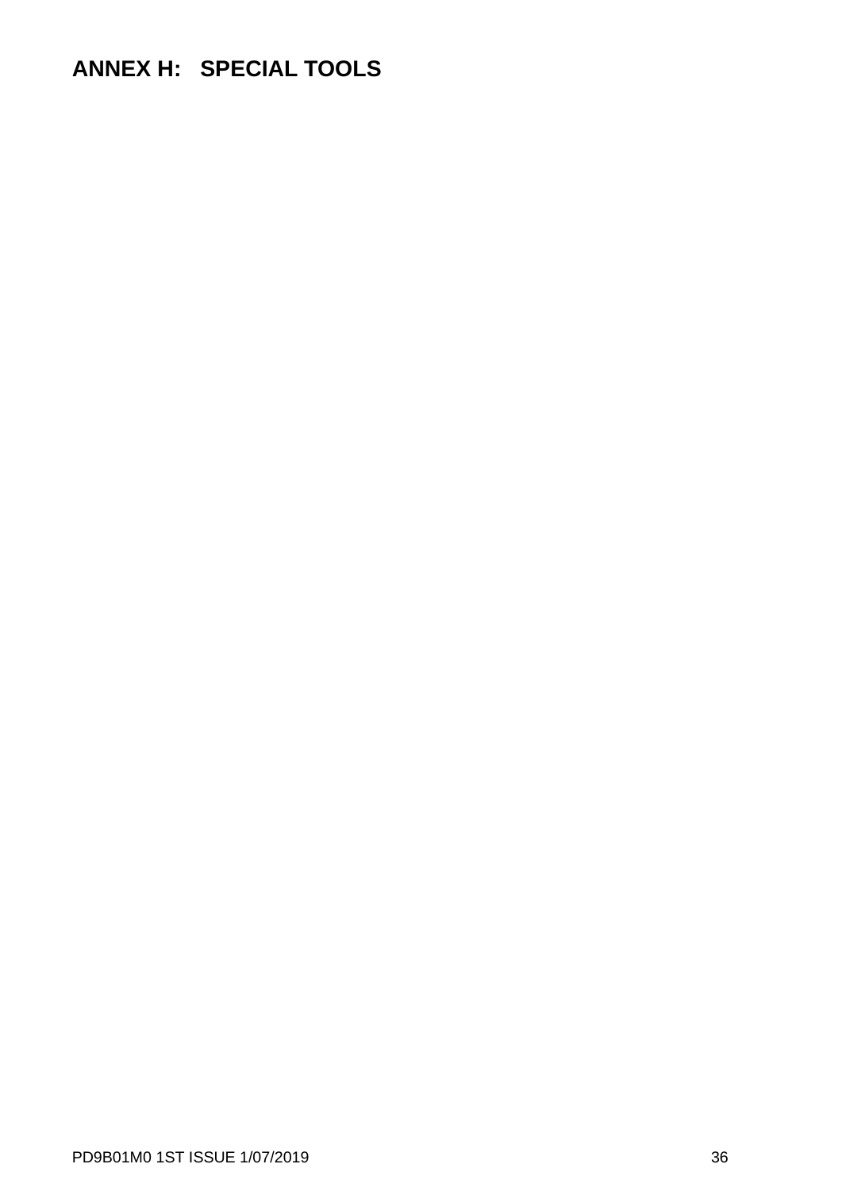# ANNEX H: SPECIAL TOOLS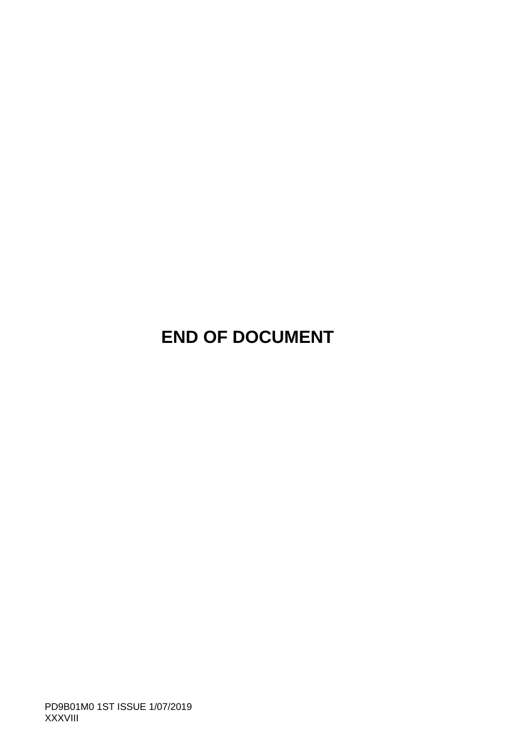**END OF DOCUMENT**